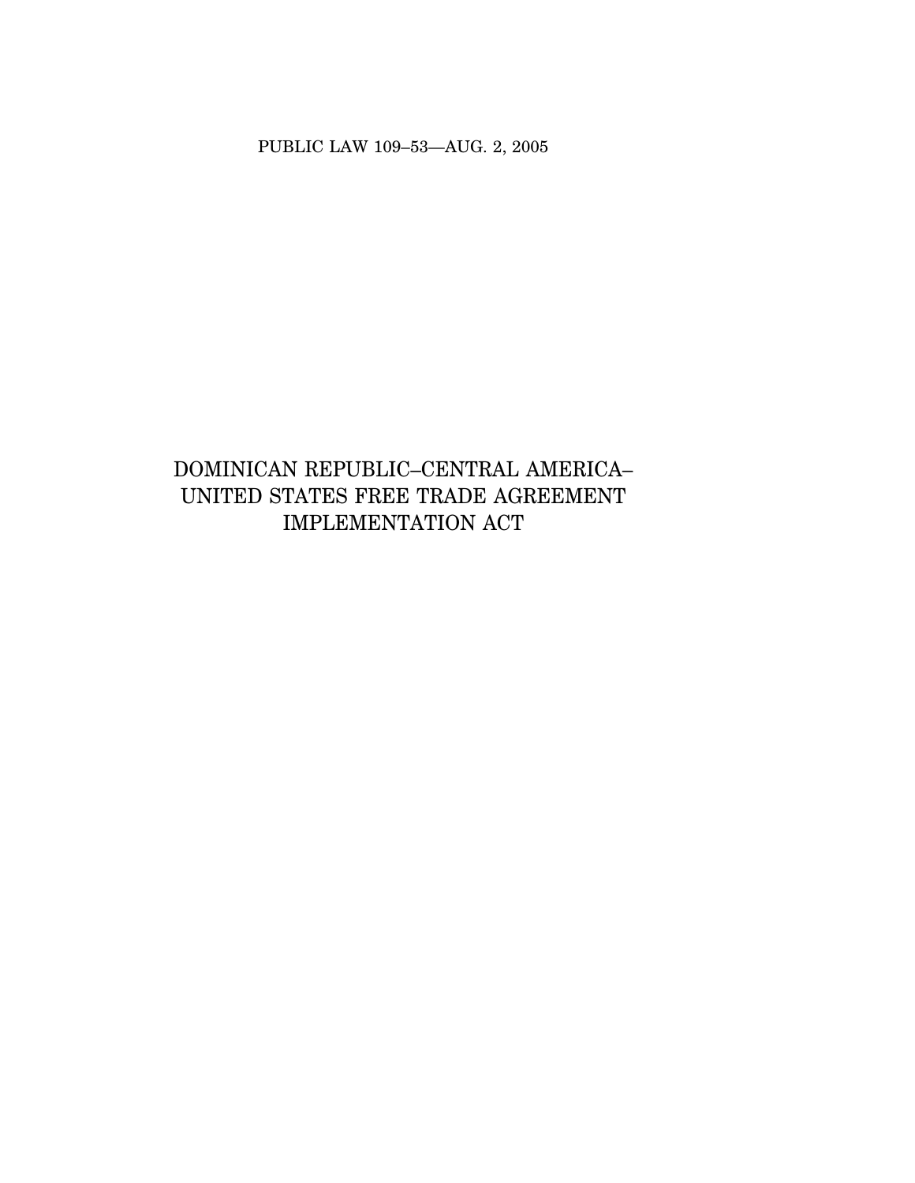PUBLIC LAW 109–53—AUG. 2, 2005

# DOMINICAN REPUBLIC–CENTRAL AMERICA–UNITED STATES FREE TRADE AGREEMENT IMPLEMENTATION ACT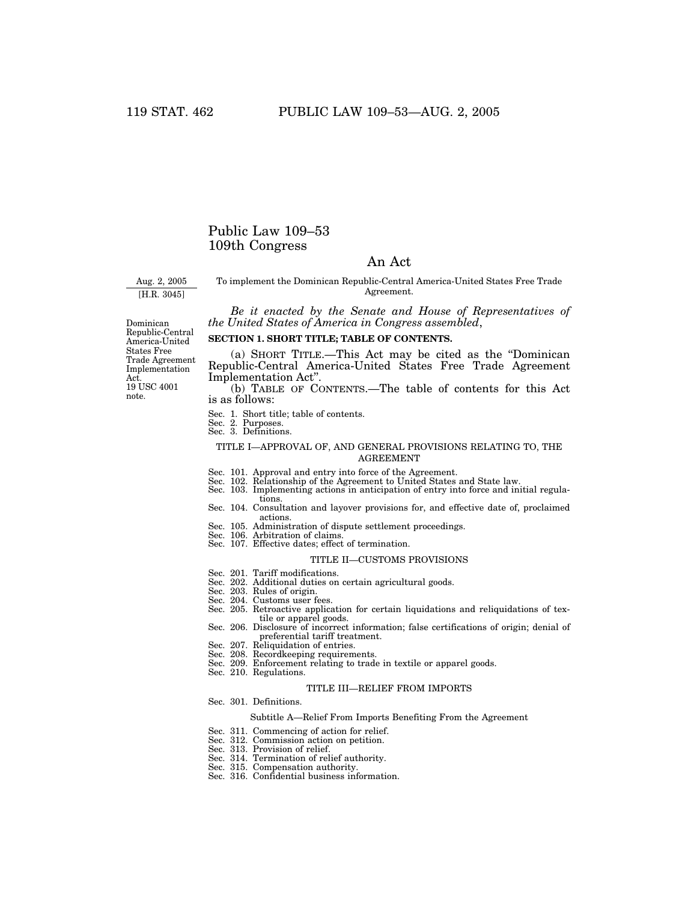# Public Law 109–53
# 109th Congress

## An Act

Aug. 2, 2005
[H.R. 3045]

To implement the Dominican Republic-Central America-United States Free Trade Agreement.

*Be it enacted by the Senate and House of Representatives of the United States of America in Congress assembled*,

Dominican Republic-Central America-United States Free Trade Agreement Implementation Act.
19 USC 4001 note.

**SECTION 1. SHORT TITLE; TABLE OF CONTENTS.**

(a) SHORT TITLE.—This Act may be cited as the "Dominican Republic-Central America-United States Free Trade Agreement Implementation Act".

(b) TABLE OF CONTENTS.—The table of contents for this Act is as follows:

Sec. 1. Short title; table of contents.
Sec. 2. Purposes.
Sec. 3. Definitions.

TITLE I—APPROVAL OF, AND GENERAL PROVISIONS RELATING TO, THE AGREEMENT

Sec. 101. Approval and entry into force of the Agreement.
Sec. 102. Relationship of the Agreement to United States and State law.
Sec. 103. Implementing actions in anticipation of entry into force and initial regulations.
Sec. 104. Consultation and layover provisions for, and effective date of, proclaimed actions.
Sec. 105. Administration of dispute settlement proceedings.
Sec. 106. Arbitration of claims.
Sec. 107. Effective dates; effect of termination.

TITLE II—CUSTOMS PROVISIONS

Sec. 201. Tariff modifications.
Sec. 202. Additional duties on certain agricultural goods.
Sec. 203. Rules of origin.
Sec. 204. Customs user fees.
Sec. 205. Retroactive application for certain liquidations and reliquidations of textile or apparel goods.
Sec. 206. Disclosure of incorrect information; false certifications of origin; denial of preferential tariff treatment.
Sec. 207. Reliquidation of entries.
Sec. 208. Recordkeeping requirements.
Sec. 209. Enforcement relating to trade in textile or apparel goods.
Sec. 210. Regulations.

TITLE III—RELIEF FROM IMPORTS

Sec. 301. Definitions.

Subtitle A—Relief From Imports Benefiting From the Agreement

Sec. 311. Commencing of action for relief.
Sec. 312. Commission action on petition.
Sec. 313. Provision of relief.
Sec. 314. Termination of relief authority.
Sec. 315. Compensation authority.
Sec. 316. Confidential business information.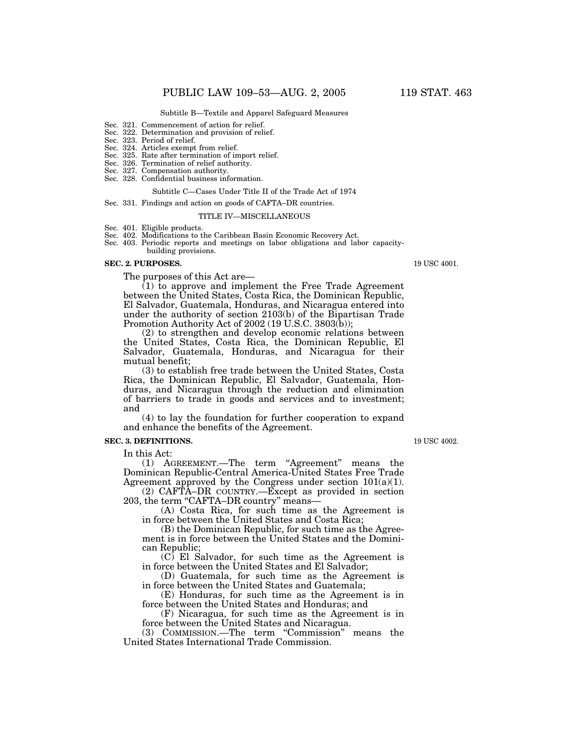Subtitle B—Textile and Apparel Safeguard Measures

Sec. 321. Commencement of action for relief.
Sec. 322. Determination and provision of relief.
Sec. 323. Period of relief.
Sec. 324. Articles exempt from relief.
Sec. 325. Rate after termination of import relief.
Sec. 326. Termination of relief authority.
Sec. 327. Compensation authority.
Sec. 328. Confidential business information.

Subtitle C—Cases Under Title II of the Trade Act of 1974

Sec. 331. Findings and action on goods of CAFTA–DR countries.

TITLE IV—MISCELLANEOUS

Sec. 401. Eligible products.
Sec. 402. Modifications to the Caribbean Basin Economic Recovery Act.
Sec. 403. Periodic reports and meetings on labor obligations and labor capacity-building provisions.

**SEC. 2. PURPOSES.**

19 USC 4001.

The purposes of this Act are—

(1) to approve and implement the Free Trade Agreement between the United States, Costa Rica, the Dominican Republic, El Salvador, Guatemala, Honduras, and Nicaragua entered into under the authority of section 2103(b) of the Bipartisan Trade Promotion Authority Act of 2002 (19 U.S.C. 3803(b));

(2) to strengthen and develop economic relations between the United States, Costa Rica, the Dominican Republic, El Salvador, Guatemala, Honduras, and Nicaragua for their mutual benefit;

(3) to establish free trade between the United States, Costa Rica, the Dominican Republic, El Salvador, Guatemala, Honduras, and Nicaragua through the reduction and elimination of barriers to trade in goods and services and to investment; and

(4) to lay the foundation for further cooperation to expand and enhance the benefits of the Agreement.

**SEC. 3. DEFINITIONS.**

19 USC 4002.

In this Act:

(1) AGREEMENT.—The term "Agreement" means the Dominican Republic-Central America-United States Free Trade Agreement approved by the Congress under section 101(a)(1).

(2) CAFTA–DR COUNTRY.—Except as provided in section 203, the term "CAFTA–DR country" means—

(A) Costa Rica, for such time as the Agreement is in force between the United States and Costa Rica;

(B) the Dominican Republic, for such time as the Agreement is in force between the United States and the Dominican Republic;

(C) El Salvador, for such time as the Agreement is in force between the United States and El Salvador;

(D) Guatemala, for such time as the Agreement is in force between the United States and Guatemala;

(E) Honduras, for such time as the Agreement is in force between the United States and Honduras; and

(F) Nicaragua, for such time as the Agreement is in force between the United States and Nicaragua.

(3) COMMISSION.—The term "Commission" means the United States International Trade Commission.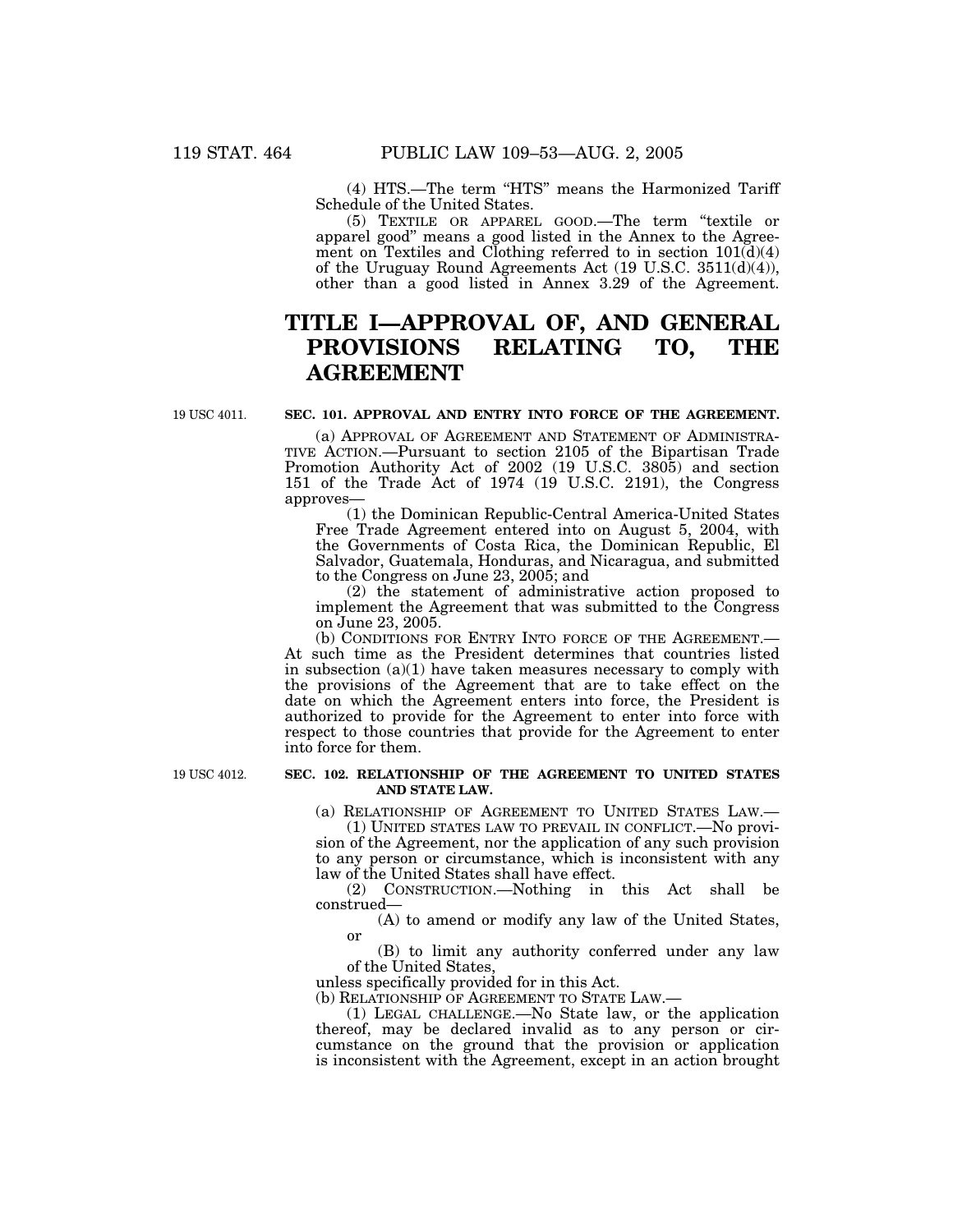(4) HTS.—The term "HTS" means the Harmonized Tariff Schedule of the United States.

(5) TEXTILE OR APPAREL GOOD.—The term "textile or apparel good" means a good listed in the Annex to the Agreement on Textiles and Clothing referred to in section 101(d)(4) of the Uruguay Round Agreements Act (19 U.S.C. 3511(d)(4)), other than a good listed in Annex 3.29 of the Agreement.

# TITLE I—APPROVAL OF, AND GENERAL PROVISIONS RELATING TO, THE AGREEMENT

19 USC 4011.

**SEC. 101. APPROVAL AND ENTRY INTO FORCE OF THE AGREEMENT.**

(a) APPROVAL OF AGREEMENT AND STATEMENT OF ADMINISTRATIVE ACTION.—Pursuant to section 2105 of the Bipartisan Trade Promotion Authority Act of 2002 (19 U.S.C. 3805) and section 151 of the Trade Act of 1974 (19 U.S.C. 2191), the Congress approves—

(1) the Dominican Republic-Central America-United States Free Trade Agreement entered into on August 5, 2004, with the Governments of Costa Rica, the Dominican Republic, El Salvador, Guatemala, Honduras, and Nicaragua, and submitted to the Congress on June 23, 2005; and

(2) the statement of administrative action proposed to implement the Agreement that was submitted to the Congress on June 23, 2005.

(b) CONDITIONS FOR ENTRY INTO FORCE OF THE AGREEMENT.—At such time as the President determines that countries listed in subsection (a)(1) have taken measures necessary to comply with the provisions of the Agreement that are to take effect on the date on which the Agreement enters into force, the President is authorized to provide for the Agreement to enter into force with respect to those countries that provide for the Agreement to enter into force for them.

19 USC 4012.

**SEC. 102. RELATIONSHIP OF THE AGREEMENT TO UNITED STATES AND STATE LAW.**

(a) RELATIONSHIP OF AGREEMENT TO UNITED STATES LAW.—

(1) UNITED STATES LAW TO PREVAIL IN CONFLICT.—No provision of the Agreement, nor the application of any such provision to any person or circumstance, which is inconsistent with any law of the United States shall have effect.

(2) CONSTRUCTION.—Nothing in this Act shall be construed—

(A) to amend or modify any law of the United States, or

(B) to limit any authority conferred under any law of the United States,

unless specifically provided for in this Act.

(b) RELATIONSHIP OF AGREEMENT TO STATE LAW.—

(1) LEGAL CHALLENGE.—No State law, or the application thereof, may be declared invalid as to any person or circumstance on the ground that the provision or application is inconsistent with the Agreement, except in an action brought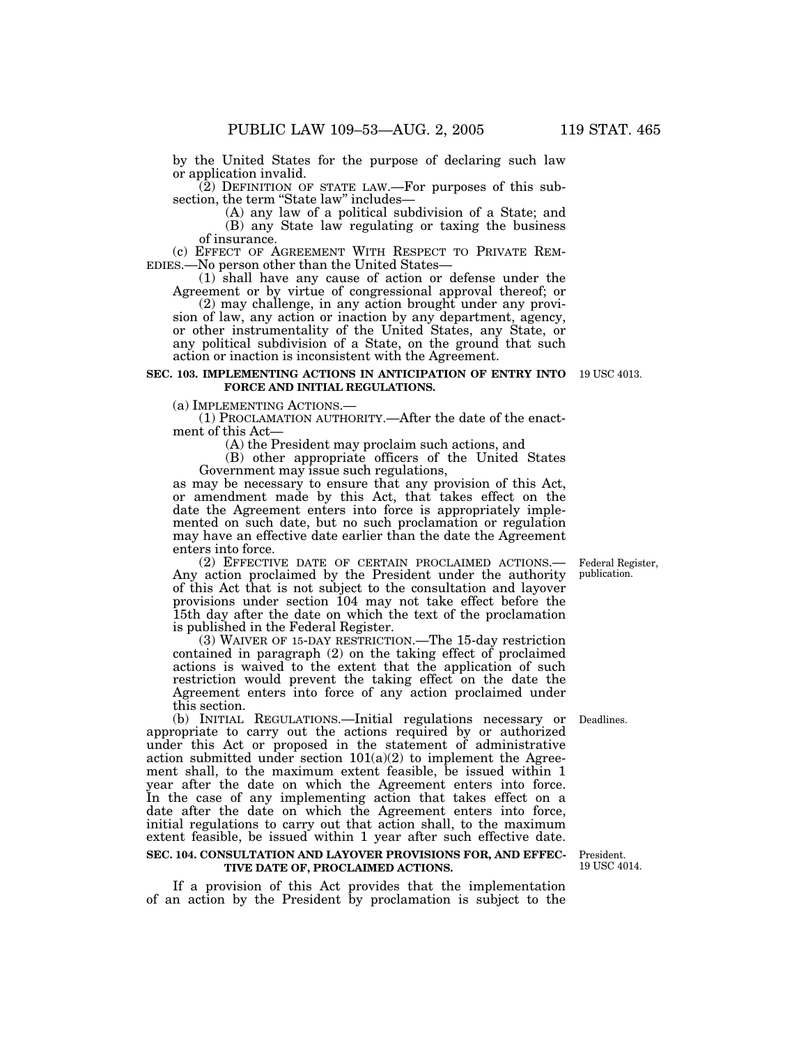by the United States for the purpose of declaring such law or application invalid.

(2) DEFINITION OF STATE LAW.—For purposes of this subsection, the term "State law" includes—

(A) any law of a political subdivision of a State; and

(B) any State law regulating or taxing the business of insurance.

(c) EFFECT OF AGREEMENT WITH RESPECT TO PRIVATE REMEDIES.—No person other than the United States—

(1) shall have any cause of action or defense under the Agreement or by virtue of congressional approval thereof; or

(2) may challenge, in any action brought under any provision of law, any action or inaction by any department, agency, or other instrumentality of the United States, any State, or any political subdivision of a State, on the ground that such action or inaction is inconsistent with the Agreement.

**SEC. 103. IMPLEMENTING ACTIONS IN ANTICIPATION OF ENTRY INTO FORCE AND INITIAL REGULATIONS.**

19 USC 4013.

(a) IMPLEMENTING ACTIONS.—

(1) PROCLAMATION AUTHORITY.—After the date of the enactment of this Act—

(A) the President may proclaim such actions, and

(B) other appropriate officers of the United States Government may issue such regulations,

as may be necessary to ensure that any provision of this Act, or amendment made by this Act, that takes effect on the date the Agreement enters into force is appropriately implemented on such date, but no such proclamation or regulation may have an effective date earlier than the date the Agreement enters into force.

Federal Register, publication.

(2) EFFECTIVE DATE OF CERTAIN PROCLAIMED ACTIONS.—Any action proclaimed by the President under the authority of this Act that is not subject to the consultation and layover provisions under section 104 may not take effect before the 15th day after the date on which the text of the proclamation is published in the Federal Register.

(3) WAIVER OF 15-DAY RESTRICTION.—The 15-day restriction contained in paragraph (2) on the taking effect of proclaimed actions is waived to the extent that the application of such restriction would prevent the taking effect on the date the Agreement enters into force of any action proclaimed under this section.

Deadlines.

(b) INITIAL REGULATIONS.—Initial regulations necessary or appropriate to carry out the actions required by or authorized under this Act or proposed in the statement of administrative action submitted under section 101(a)(2) to implement the Agreement shall, to the maximum extent feasible, be issued within 1 year after the date on which the Agreement enters into force. In the case of any implementing action that takes effect on a date after the date on which the Agreement enters into force, initial regulations to carry out that action shall, to the maximum extent feasible, be issued within 1 year after such effective date.

**SEC. 104. CONSULTATION AND LAYOVER PROVISIONS FOR, AND EFFECTIVE DATE OF, PROCLAIMED ACTIONS.**

President.
19 USC 4014.

If a provision of this Act provides that the implementation of an action by the President by proclamation is subject to the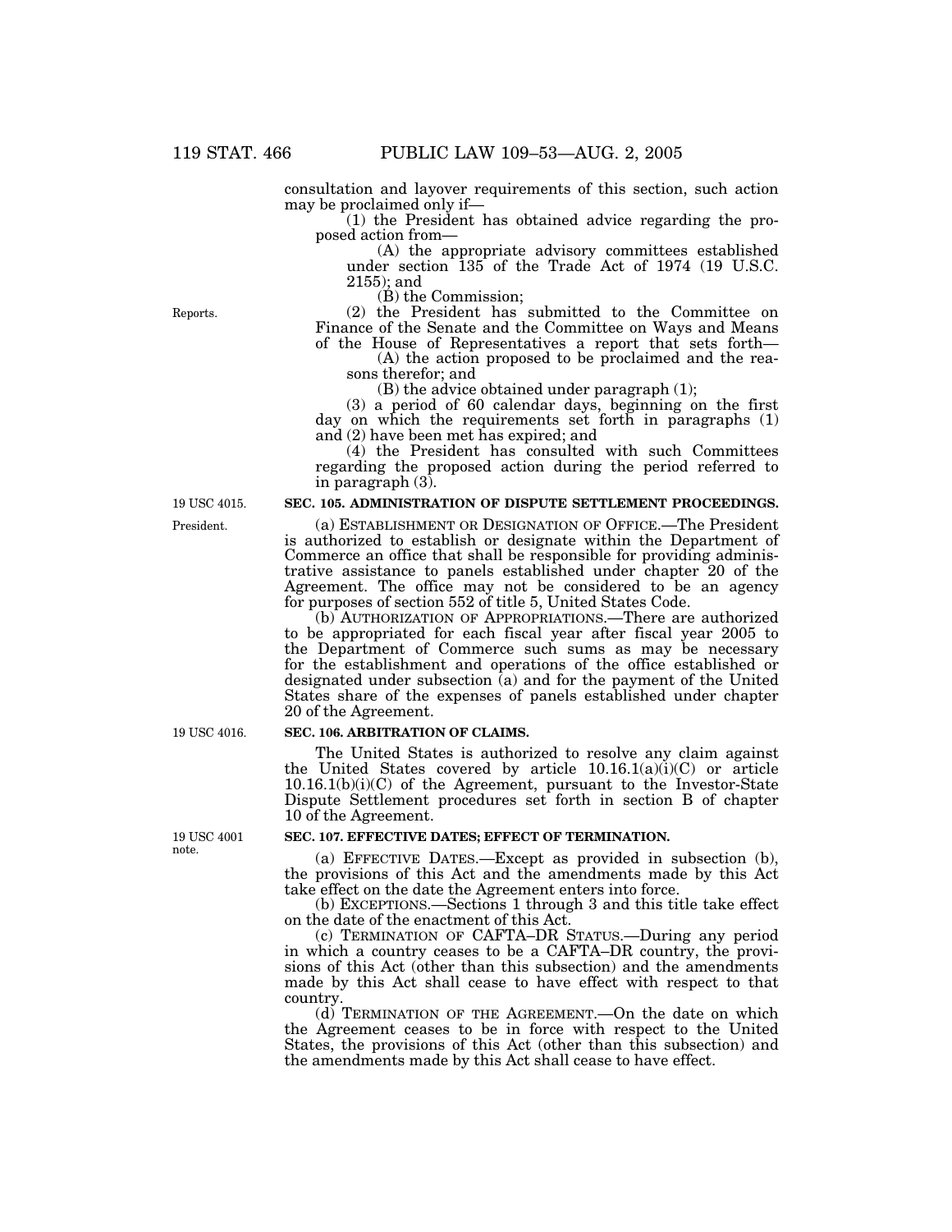consultation and layover requirements of this section, such action may be proclaimed only if—

(1) the President has obtained advice regarding the proposed action from—

(A) the appropriate advisory committees established under section 135 of the Trade Act of 1974 (19 U.S.C. 2155); and

(B) the Commission;

Reports.

(2) the President has submitted to the Committee on Finance of the Senate and the Committee on Ways and Means of the House of Representatives a report that sets forth—

(A) the action proposed to be proclaimed and the reasons therefor; and

(B) the advice obtained under paragraph (1);

(3) a period of 60 calendar days, beginning on the first day on which the requirements set forth in paragraphs (1) and (2) have been met has expired; and

(4) the President has consulted with such Committees regarding the proposed action during the period referred to in paragraph (3).

19 USC 4015.

**SEC. 105. ADMINISTRATION OF DISPUTE SETTLEMENT PROCEEDINGS.**

President.

(a) ESTABLISHMENT OR DESIGNATION OF OFFICE.—The President is authorized to establish or designate within the Department of Commerce an office that shall be responsible for providing administrative assistance to panels established under chapter 20 of the Agreement. The office may not be considered to be an agency for purposes of section 552 of title 5, United States Code.

(b) AUTHORIZATION OF APPROPRIATIONS.—There are authorized to be appropriated for each fiscal year after fiscal year 2005 to the Department of Commerce such sums as may be necessary for the establishment and operations of the office established or designated under subsection (a) and for the payment of the United States share of the expenses of panels established under chapter 20 of the Agreement.

19 USC 4016.

**SEC. 106. ARBITRATION OF CLAIMS.**

The United States is authorized to resolve any claim against the United States covered by article 10.16.1(a)(i)(C) or article 10.16.1(b)(i)(C) of the Agreement, pursuant to the Investor-State Dispute Settlement procedures set forth in section B of chapter 10 of the Agreement.

19 USC 4001 note.

**SEC. 107. EFFECTIVE DATES; EFFECT OF TERMINATION.**

(a) EFFECTIVE DATES.—Except as provided in subsection (b), the provisions of this Act and the amendments made by this Act take effect on the date the Agreement enters into force.

(b) EXCEPTIONS.—Sections 1 through 3 and this title take effect on the date of the enactment of this Act.

(c) TERMINATION OF CAFTA–DR STATUS.—During any period in which a country ceases to be a CAFTA–DR country, the provisions of this Act (other than this subsection) and the amendments made by this Act shall cease to have effect with respect to that country.

(d) TERMINATION OF THE AGREEMENT.—On the date on which the Agreement ceases to be in force with respect to the United States, the provisions of this Act (other than this subsection) and the amendments made by this Act shall cease to have effect.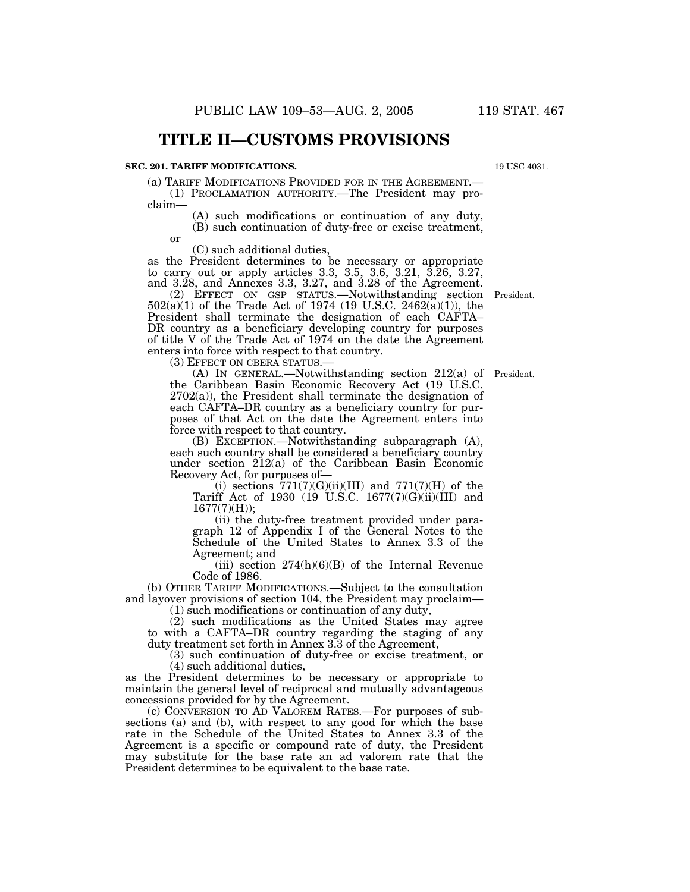# TITLE II—CUSTOMS PROVISIONS

**SEC. 201. TARIFF MODIFICATIONS.**

19 USC 4031.

(a) TARIFF MODIFICATIONS PROVIDED FOR IN THE AGREEMENT.—

(1) PROCLAMATION AUTHORITY.—The President may proclaim—

(A) such modifications or continuation of any duty,

(B) such continuation of duty-free or excise treatment, or

(C) such additional duties,

as the President determines to be necessary or appropriate to carry out or apply articles 3.3, 3.5, 3.6, 3.21, 3.26, 3.27, and 3.28, and Annexes 3.3, 3.27, and 3.28 of the Agreement.

(2) EFFECT ON GSP STATUS.—Notwithstanding section 502(a)(1) of the Trade Act of 1974 (19 U.S.C. 2462(a)(1)), the President shall terminate the designation of each CAFTA–DR country as a beneficiary developing country for purposes of title V of the Trade Act of 1974 on the date the Agreement enters into force with respect to that country.

President.

(3) EFFECT ON CBERA STATUS.—

(A) IN GENERAL.—Notwithstanding section 212(a) of the Caribbean Basin Economic Recovery Act (19 U.S.C. 2702(a)), the President shall terminate the designation of each CAFTA–DR country as a beneficiary country for purposes of that Act on the date the Agreement enters into force with respect to that country.

President.

(B) EXCEPTION.—Notwithstanding subparagraph (A), each such country shall be considered a beneficiary country under section 212(a) of the Caribbean Basin Economic Recovery Act, for purposes of—

(i) sections 771(7)(G)(ii)(III) and 771(7)(H) of the Tariff Act of 1930 (19 U.S.C. 1677(7)(G)(ii)(III) and 1677(7)(H));

(ii) the duty-free treatment provided under paragraph 12 of Appendix I of the General Notes to the Schedule of the United States to Annex 3.3 of the Agreement; and

(iii) section 274(h)(6)(B) of the Internal Revenue Code of 1986.

(b) OTHER TARIFF MODIFICATIONS.—Subject to the consultation and layover provisions of section 104, the President may proclaim—

(1) such modifications or continuation of any duty,

(2) such modifications as the United States may agree to with a CAFTA–DR country regarding the staging of any duty treatment set forth in Annex 3.3 of the Agreement,

(3) such continuation of duty-free or excise treatment, or

(4) such additional duties,

as the President determines to be necessary or appropriate to maintain the general level of reciprocal and mutually advantageous concessions provided for by the Agreement.

(c) CONVERSION TO AD VALOREM RATES.—For purposes of subsections (a) and (b), with respect to any good for which the base rate in the Schedule of the United States to Annex 3.3 of the Agreement is a specific or compound rate of duty, the President may substitute for the base rate an ad valorem rate that the President determines to be equivalent to the base rate.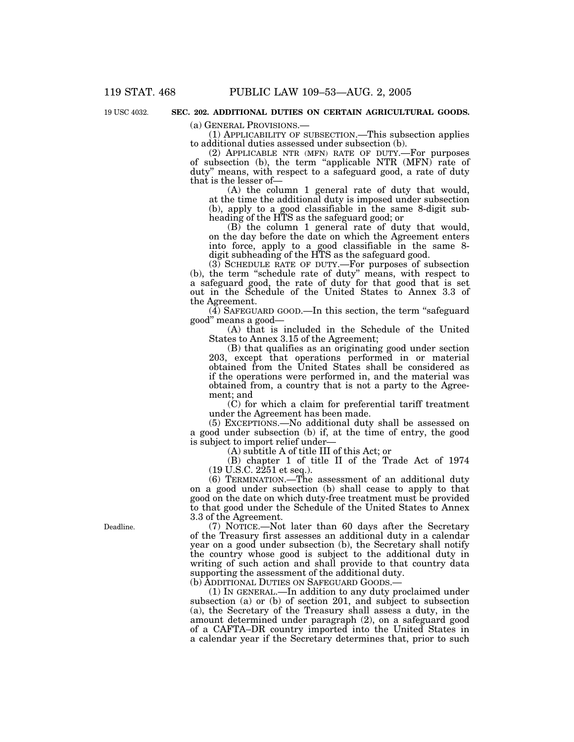19 USC 4032.

## SEC. 202. ADDITIONAL DUTIES ON CERTAIN AGRICULTURAL GOODS.

(a) GENERAL PROVISIONS.—

(1) APPLICABILITY OF SUBSECTION.—This subsection applies to additional duties assessed under subsection (b).

(2) APPLICABLE NTR (MFN) RATE OF DUTY.—For purposes of subsection (b), the term "applicable NTR (MFN) rate of duty" means, with respect to a safeguard good, a rate of duty that is the lesser of—

(A) the column 1 general rate of duty that would, at the time the additional duty is imposed under subsection (b), apply to a good classifiable in the same 8-digit subheading of the HTS as the safeguard good; or

(B) the column 1 general rate of duty that would, on the day before the date on which the Agreement enters into force, apply to a good classifiable in the same 8-digit subheading of the HTS as the safeguard good.

(3) SCHEDULE RATE OF DUTY.—For purposes of subsection (b), the term "schedule rate of duty" means, with respect to a safeguard good, the rate of duty for that good that is set out in the Schedule of the United States to Annex 3.3 of the Agreement.

(4) SAFEGUARD GOOD.—In this section, the term "safeguard good" means a good—

(A) that is included in the Schedule of the United States to Annex 3.15 of the Agreement;

(B) that qualifies as an originating good under section 203, except that operations performed in or material obtained from the United States shall be considered as if the operations were performed in, and the material was obtained from, a country that is not a party to the Agreement; and

(C) for which a claim for preferential tariff treatment under the Agreement has been made.

(5) EXCEPTIONS.—No additional duty shall be assessed on a good under subsection (b) if, at the time of entry, the good is subject to import relief under—

(A) subtitle A of title III of this Act; or

(B) chapter 1 of title II of the Trade Act of 1974 (19 U.S.C. 2251 et seq.).

(6) TERMINATION.—The assessment of an additional duty on a good under subsection (b) shall cease to apply to that good on the date on which duty-free treatment must be provided to that good under the Schedule of the United States to Annex 3.3 of the Agreement.

Deadline.

(7) NOTICE.—Not later than 60 days after the Secretary of the Treasury first assesses an additional duty in a calendar year on a good under subsection (b), the Secretary shall notify the country whose good is subject to the additional duty in writing of such action and shall provide to that country data supporting the assessment of the additional duty.

(b) ADDITIONAL DUTIES ON SAFEGUARD GOODS.—

(1) IN GENERAL.—In addition to any duty proclaimed under subsection (a) or (b) of section 201, and subject to subsection (a), the Secretary of the Treasury shall assess a duty, in the amount determined under paragraph (2), on a safeguard good of a CAFTA–DR country imported into the United States in a calendar year if the Secretary determines that, prior to such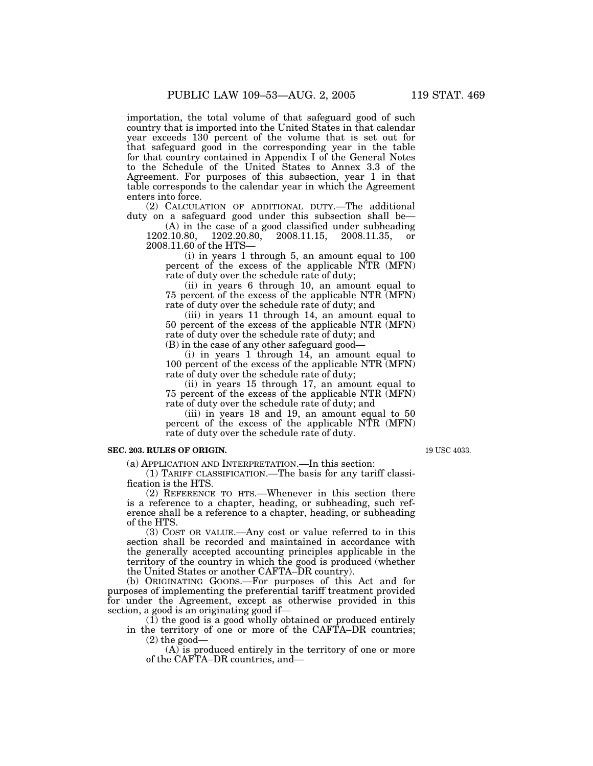importation, the total volume of that safeguard good of such country that is imported into the United States in that calendar year exceeds 130 percent of the volume that is set out for that safeguard good in the corresponding year in the table for that country contained in Appendix I of the General Notes to the Schedule of the United States to Annex 3.3 of the Agreement. For purposes of this subsection, year 1 in that table corresponds to the calendar year in which the Agreement enters into force.

(2) CALCULATION OF ADDITIONAL DUTY.—The additional duty on a safeguard good under this subsection shall be—

(A) in the case of a good classified under subheading 1202.10.80, 1202.20.80, 2008.11.15, 2008.11.35, or 2008.11.60 of the HTS—

(i) in years 1 through 5, an amount equal to 100 percent of the excess of the applicable NTR (MFN) rate of duty over the schedule rate of duty;

(ii) in years 6 through 10, an amount equal to 75 percent of the excess of the applicable NTR (MFN) rate of duty over the schedule rate of duty; and

(iii) in years 11 through 14, an amount equal to 50 percent of the excess of the applicable NTR (MFN) rate of duty over the schedule rate of duty; and

(B) in the case of any other safeguard good—

(i) in years 1 through 14, an amount equal to 100 percent of the excess of the applicable NTR (MFN) rate of duty over the schedule rate of duty;

(ii) in years 15 through 17, an amount equal to 75 percent of the excess of the applicable NTR (MFN) rate of duty over the schedule rate of duty; and

(iii) in years 18 and 19, an amount equal to 50 percent of the excess of the applicable NTR (MFN) rate of duty over the schedule rate of duty.

**SEC. 203. RULES OF ORIGIN.**

19 USC 4033.

(a) APPLICATION AND INTERPRETATION.—In this section:

(1) TARIFF CLASSIFICATION.—The basis for any tariff classification is the HTS.

(2) REFERENCE TO HTS.—Whenever in this section there is a reference to a chapter, heading, or subheading, such reference shall be a reference to a chapter, heading, or subheading of the HTS.

(3) COST OR VALUE.—Any cost or value referred to in this section shall be recorded and maintained in accordance with the generally accepted accounting principles applicable in the territory of the country in which the good is produced (whether the United States or another CAFTA–DR country).

(b) ORIGINATING GOODS.—For purposes of this Act and for purposes of implementing the preferential tariff treatment provided for under the Agreement, except as otherwise provided in this section, a good is an originating good if—

(1) the good is a good wholly obtained or produced entirely in the territory of one or more of the CAFTA–DR countries;

(2) the good—

(A) is produced entirely in the territory of one or more of the CAFTA–DR countries, and—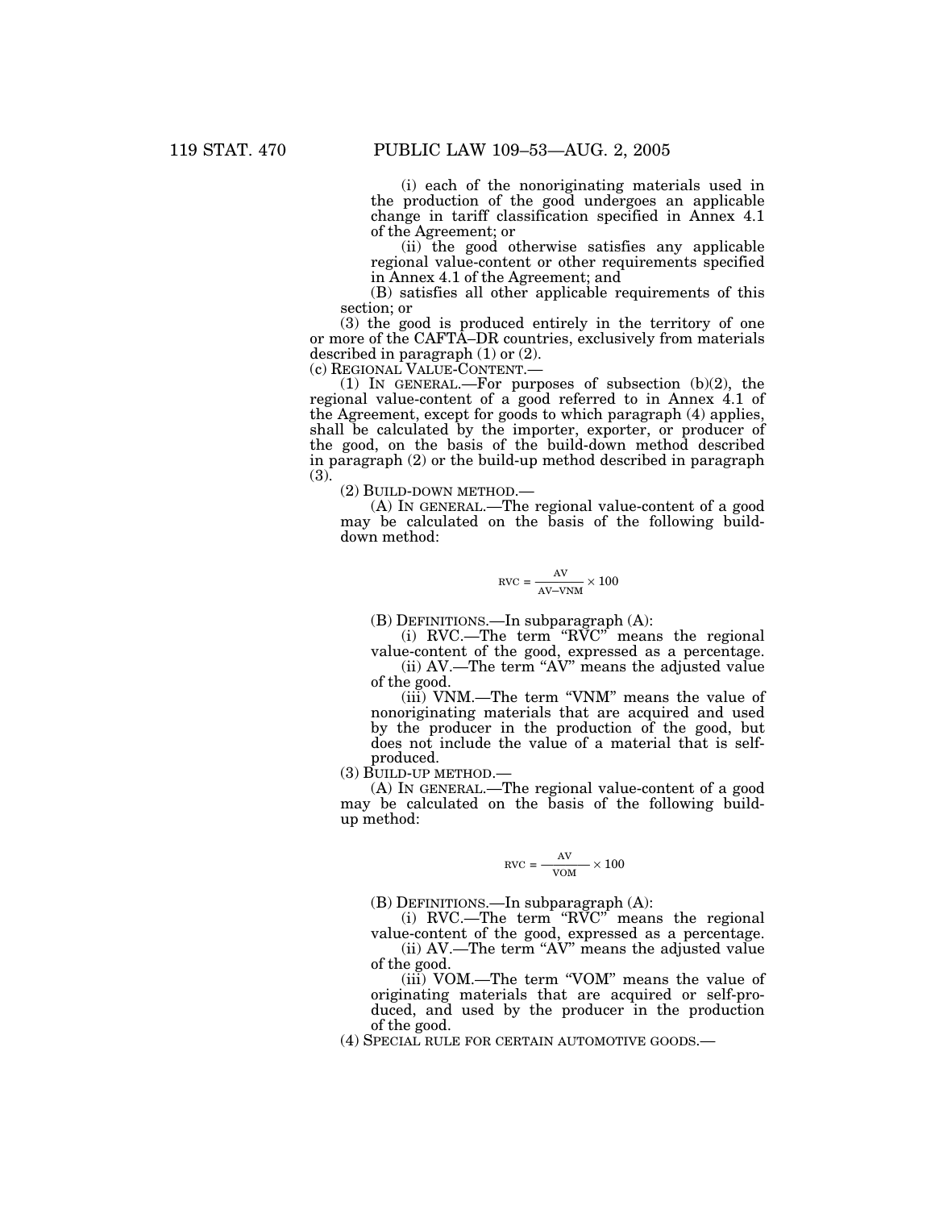(i) each of the nonoriginating materials used in the production of the good undergoes an applicable change in tariff classification specified in Annex 4.1 of the Agreement; or

(ii) the good otherwise satisfies any applicable regional value-content or other requirements specified in Annex 4.1 of the Agreement; and

(B) satisfies all other applicable requirements of this section; or

(3) the good is produced entirely in the territory of one or more of the CAFTA–DR countries, exclusively from materials described in paragraph (1) or (2).

(c) REGIONAL VALUE-CONTENT.—

(1) IN GENERAL.—For purposes of subsection (b)(2), the regional value-content of a good referred to in Annex 4.1 of the Agreement, except for goods to which paragraph (4) applies, shall be calculated by the importer, exporter, or producer of the good, on the basis of the build-down method described in paragraph (2) or the build-up method described in paragraph (3).

(2) BUILD-DOWN METHOD.—

(A) IN GENERAL.—The regional value-content of a good may be calculated on the basis of the following build-down method:

$$\text{RVC} = \frac{\text{AV}}{\text{AV–VNM}} \times 100$$

(B) DEFINITIONS.—In subparagraph (A):

(i) RVC.—The term "RVC" means the regional value-content of the good, expressed as a percentage.

(ii) AV.—The term "AV" means the adjusted value of the good.

(iii) VNM.—The term "VNM" means the value of nonoriginating materials that are acquired and used by the producer in the production of the good, but does not include the value of a material that is self-produced.

(3) BUILD-UP METHOD.—

(A) IN GENERAL.—The regional value-content of a good may be calculated on the basis of the following build-up method:

$$\text{RVC} = \frac{\text{AV}}{\text{VOM}} \times 100$$

(B) DEFINITIONS.—In subparagraph (A):

(i) RVC.—The term "RVC" means the regional value-content of the good, expressed as a percentage.

(ii) AV.—The term "AV" means the adjusted value of the good.

(iii) VOM.—The term "VOM" means the value of originating materials that are acquired or self-produced, and used by the producer in the production of the good.

(4) SPECIAL RULE FOR CERTAIN AUTOMOTIVE GOODS.—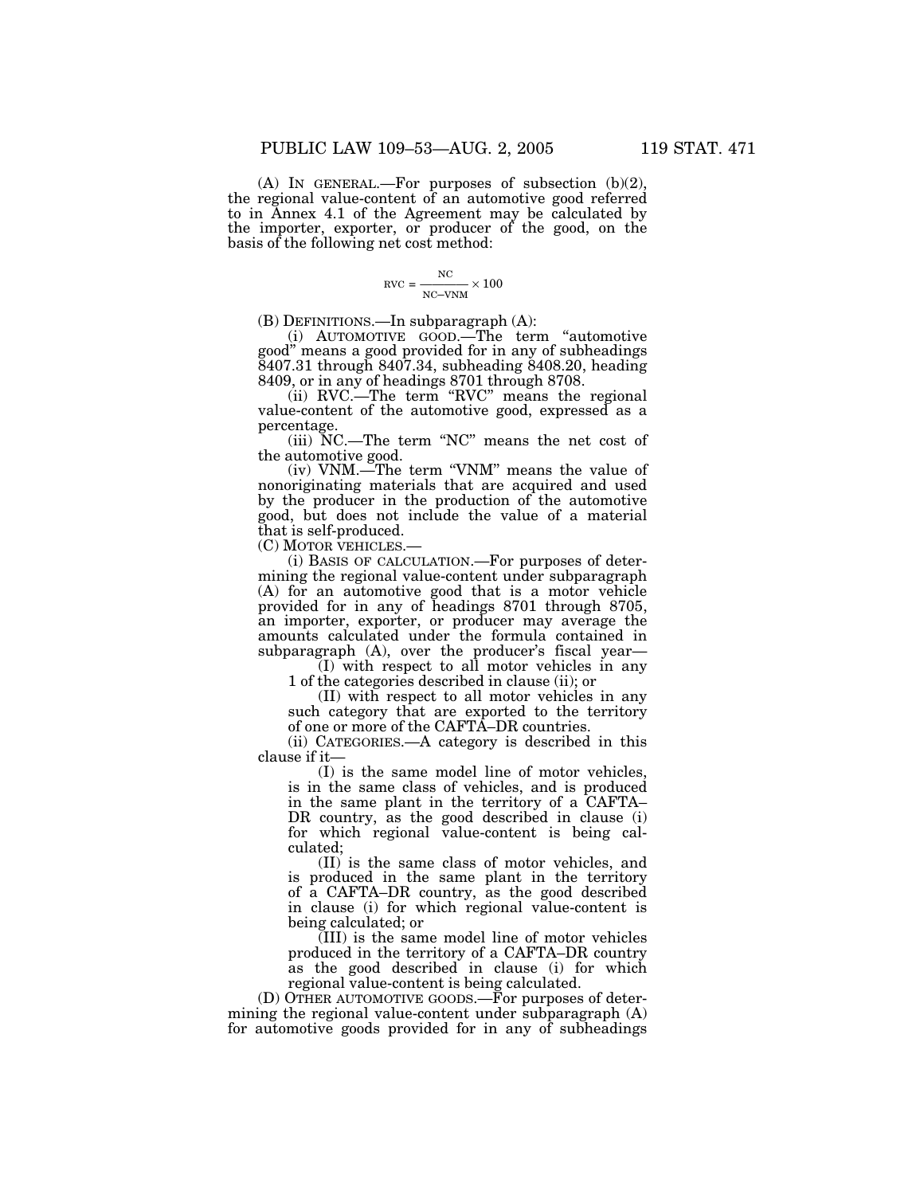(A) IN GENERAL.—For purposes of subsection (b)(2), the regional value-content of an automotive good referred to in Annex 4.1 of the Agreement may be calculated by the importer, exporter, or producer of the good, on the basis of the following net cost method:

$$RVC = \frac{NC}{NC–VNM} \times 100$$

(B) DEFINITIONS.—In subparagraph (A):

(i) AUTOMOTIVE GOOD.—The term "automotive good" means a good provided for in any of subheadings 8407.31 through 8407.34, subheading 8408.20, heading 8409, or in any of headings 8701 through 8708.

(ii) RVC.—The term "RVC" means the regional value-content of the automotive good, expressed as a percentage.

(iii) NC.—The term "NC" means the net cost of the automotive good.

(iv) VNM.—The term "VNM" means the value of nonoriginating materials that are acquired and used by the producer in the production of the automotive good, but does not include the value of a material that is self-produced.

(C) MOTOR VEHICLES.—

(i) BASIS OF CALCULATION.—For purposes of determining the regional value-content under subparagraph (A) for an automotive good that is a motor vehicle provided for in any of headings 8701 through 8705, an importer, exporter, or producer may average the amounts calculated under the formula contained in subparagraph (A), over the producer's fiscal year—

(I) with respect to all motor vehicles in any 1 of the categories described in clause (ii); or

(II) with respect to all motor vehicles in any such category that are exported to the territory of one or more of the CAFTA–DR countries.

(ii) CATEGORIES.—A category is described in this clause if it—

(I) is the same model line of motor vehicles, is in the same class of vehicles, and is produced in the same plant in the territory of a CAFTA–DR country, as the good described in clause (i) for which regional value-content is being calculated;

(II) is the same class of motor vehicles, and is produced in the same plant in the territory of a CAFTA–DR country, as the good described in clause (i) for which regional value-content is being calculated; or

(III) is the same model line of motor vehicles produced in the territory of a CAFTA–DR country as the good described in clause (i) for which regional value-content is being calculated.

(D) OTHER AUTOMOTIVE GOODS.—For purposes of determining the regional value-content under subparagraph (A) for automotive goods provided for in any of subheadings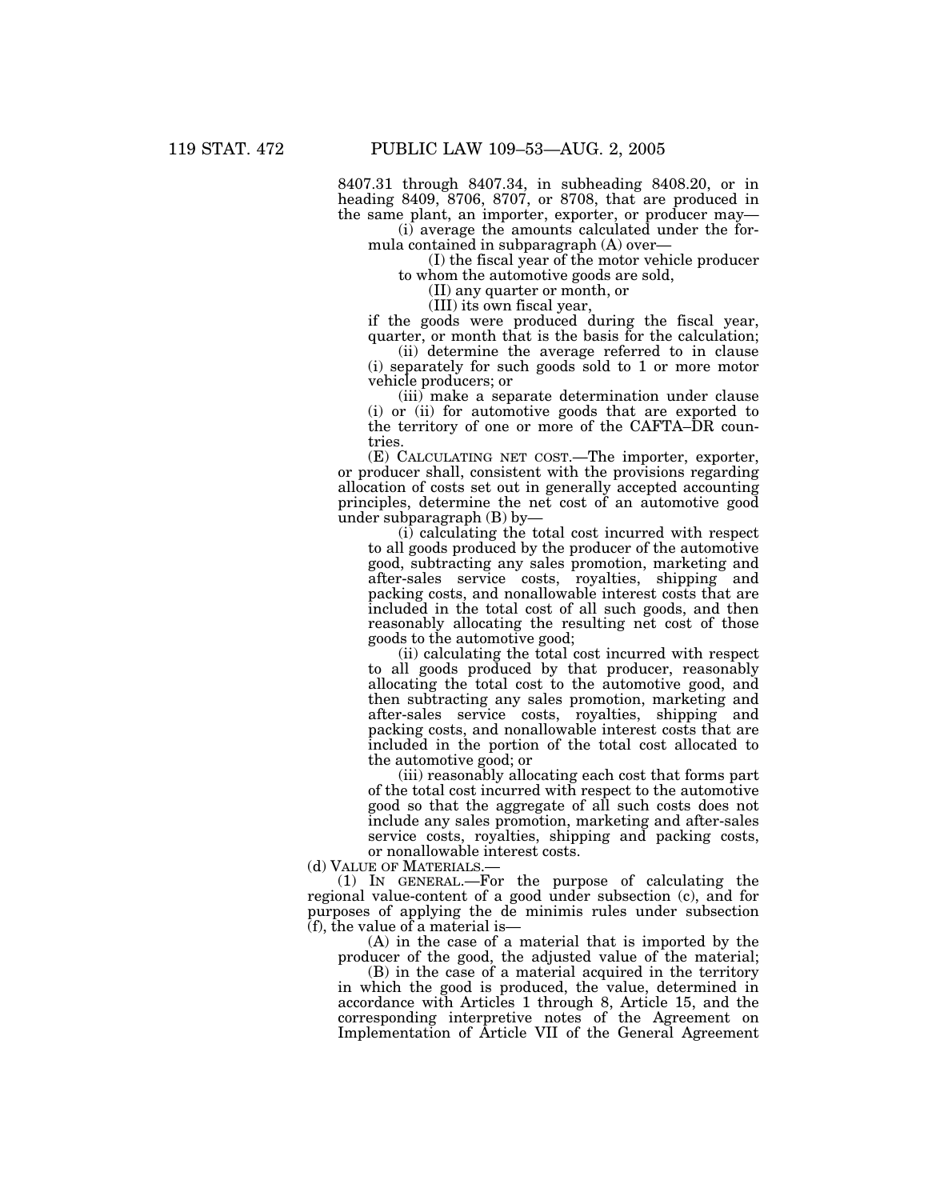8407.31 through 8407.34, in subheading 8408.20, or in heading 8409, 8706, 8707, or 8708, that are produced in the same plant, an importer, exporter, or producer may—

(i) average the amounts calculated under the formula contained in subparagraph (A) over—

(I) the fiscal year of the motor vehicle producer to whom the automotive goods are sold,

(II) any quarter or month, or

(III) its own fiscal year,

if the goods were produced during the fiscal year, quarter, or month that is the basis for the calculation;

(ii) determine the average referred to in clause (i) separately for such goods sold to 1 or more motor vehicle producers; or

(iii) make a separate determination under clause (i) or (ii) for automotive goods that are exported to the territory of one or more of the CAFTA–DR countries.

(E) CALCULATING NET COST.—The importer, exporter, or producer shall, consistent with the provisions regarding allocation of costs set out in generally accepted accounting principles, determine the net cost of an automotive good under subparagraph (B) by—

(i) calculating the total cost incurred with respect to all goods produced by the producer of the automotive good, subtracting any sales promotion, marketing and after-sales service costs, royalties, shipping and packing costs, and nonallowable interest costs that are included in the total cost of all such goods, and then reasonably allocating the resulting net cost of those goods to the automotive good;

(ii) calculating the total cost incurred with respect to all goods produced by that producer, reasonably allocating the total cost to the automotive good, and then subtracting any sales promotion, marketing and after-sales service costs, royalties, shipping and packing costs, and nonallowable interest costs that are included in the portion of the total cost allocated to the automotive good; or

(iii) reasonably allocating each cost that forms part of the total cost incurred with respect to the automotive good so that the aggregate of all such costs does not include any sales promotion, marketing and after-sales service costs, royalties, shipping and packing costs, or nonallowable interest costs.

(d) VALUE OF MATERIALS.—

(1) IN GENERAL.—For the purpose of calculating the regional value-content of a good under subsection (c), and for purposes of applying the de minimis rules under subsection (f), the value of a material is—

(A) in the case of a material that is imported by the producer of the good, the adjusted value of the material;

(B) in the case of a material acquired in the territory in which the good is produced, the value, determined in accordance with Articles 1 through 8, Article 15, and the corresponding interpretive notes of the Agreement on Implementation of Article VII of the General Agreement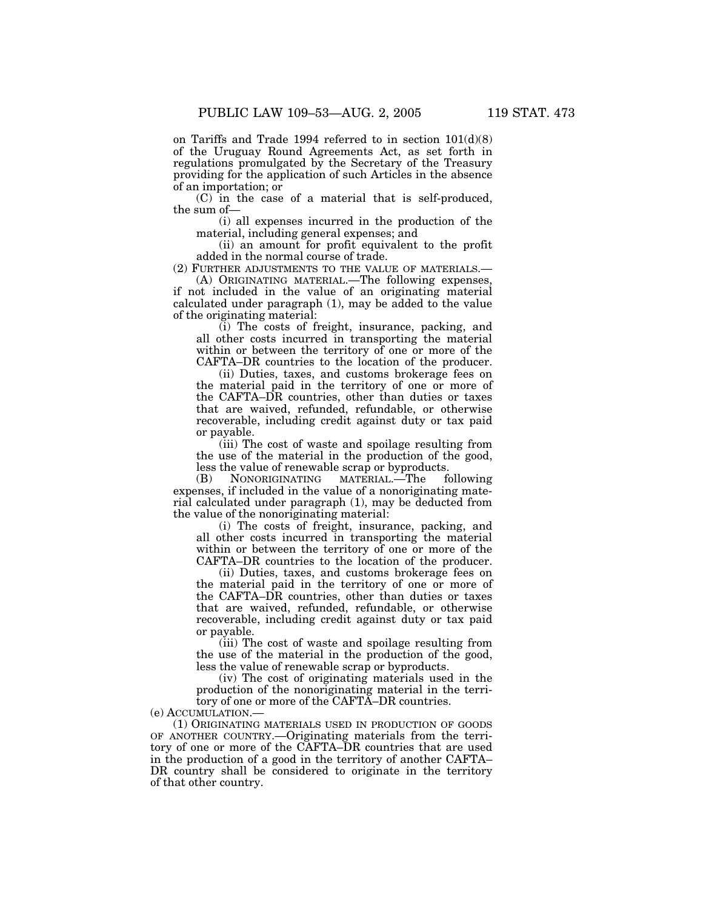on Tariffs and Trade 1994 referred to in section 101(d)(8) of the Uruguay Round Agreements Act, as set forth in regulations promulgated by the Secretary of the Treasury providing for the application of such Articles in the absence of an importation; or

(C) in the case of a material that is self-produced, the sum of—

(i) all expenses incurred in the production of the material, including general expenses; and

(ii) an amount for profit equivalent to the profit added in the normal course of trade.

(2) FURTHER ADJUSTMENTS TO THE VALUE OF MATERIALS.—

(A) ORIGINATING MATERIAL.—The following expenses, if not included in the value of an originating material calculated under paragraph (1), may be added to the value of the originating material:

(i) The costs of freight, insurance, packing, and all other costs incurred in transporting the material within or between the territory of one or more of the CAFTA–DR countries to the location of the producer.

(ii) Duties, taxes, and customs brokerage fees on the material paid in the territory of one or more of the CAFTA–DR countries, other than duties or taxes that are waived, refunded, refundable, or otherwise recoverable, including credit against duty or tax paid or payable.

(iii) The cost of waste and spoilage resulting from the use of the material in the production of the good, less the value of renewable scrap or byproducts.

(B) NONORIGINATING MATERIAL.—The following expenses, if included in the value of a nonoriginating material calculated under paragraph (1), may be deducted from the value of the nonoriginating material:

(i) The costs of freight, insurance, packing, and all other costs incurred in transporting the material within or between the territory of one or more of the CAFTA–DR countries to the location of the producer.

(ii) Duties, taxes, and customs brokerage fees on the material paid in the territory of one or more of the CAFTA–DR countries, other than duties or taxes that are waived, refunded, refundable, or otherwise recoverable, including credit against duty or tax paid or payable.

(iii) The cost of waste and spoilage resulting from the use of the material in the production of the good, less the value of renewable scrap or byproducts.

(iv) The cost of originating materials used in the production of the nonoriginating material in the territory of one or more of the CAFTA–DR countries.

(e) ACCUMULATION.—

(1) ORIGINATING MATERIALS USED IN PRODUCTION OF GOODS OF ANOTHER COUNTRY.—Originating materials from the territory of one or more of the CAFTA–DR countries that are used in the production of a good in the territory of another CAFTA–DR country shall be considered to originate in the territory of that other country.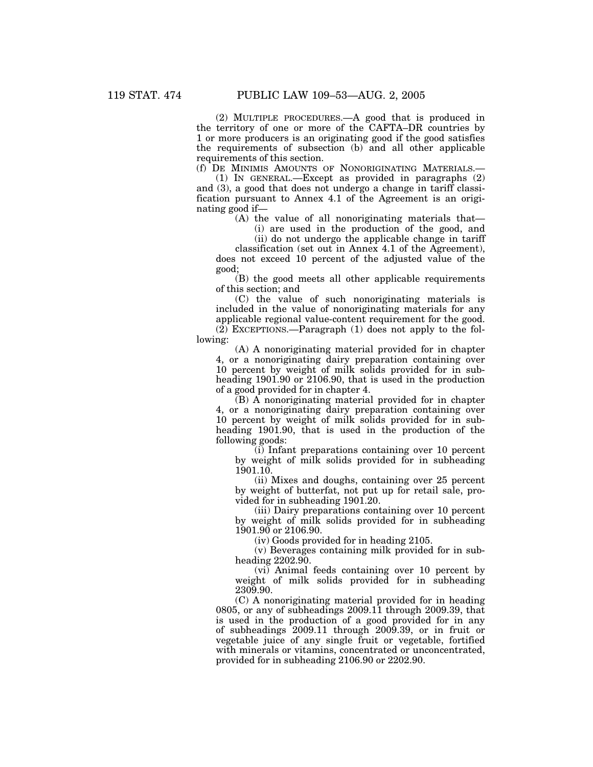(2) MULTIPLE PROCEDURES.—A good that is produced in the territory of one or more of the CAFTA–DR countries by 1 or more producers is an originating good if the good satisfies the requirements of subsection (b) and all other applicable requirements of this section.

(f) DE MINIMIS AMOUNTS OF NONORIGINATING MATERIALS.—

(1) IN GENERAL.—Except as provided in paragraphs (2) and (3), a good that does not undergo a change in tariff classification pursuant to Annex 4.1 of the Agreement is an originating good if—

(A) the value of all nonoriginating materials that—

(i) are used in the production of the good, and

(ii) do not undergo the applicable change in tariff classification (set out in Annex 4.1 of the Agreement),

does not exceed 10 percent of the adjusted value of the good;

(B) the good meets all other applicable requirements of this section; and

(C) the value of such nonoriginating materials is included in the value of nonoriginating materials for any applicable regional value-content requirement for the good.

(2) EXCEPTIONS.—Paragraph (1) does not apply to the following:

(A) A nonoriginating material provided for in chapter 4, or a nonoriginating dairy preparation containing over 10 percent by weight of milk solids provided for in subheading 1901.90 or 2106.90, that is used in the production of a good provided for in chapter 4.

(B) A nonoriginating material provided for in chapter 4, or a nonoriginating dairy preparation containing over 10 percent by weight of milk solids provided for in subheading 1901.90, that is used in the production of the following goods:

(i) Infant preparations containing over 10 percent by weight of milk solids provided for in subheading 1901.10.

(ii) Mixes and doughs, containing over 25 percent by weight of butterfat, not put up for retail sale, provided for in subheading 1901.20.

(iii) Dairy preparations containing over 10 percent by weight of milk solids provided for in subheading 1901.90 or 2106.90.

(iv) Goods provided for in heading 2105.

(v) Beverages containing milk provided for in subheading 2202.90.

(vi) Animal feeds containing over 10 percent by weight of milk solids provided for in subheading 2309.90.

(C) A nonoriginating material provided for in heading 0805, or any of subheadings 2009.11 through 2009.39, that is used in the production of a good provided for in any of subheadings 2009.11 through 2009.39, or in fruit or vegetable juice of any single fruit or vegetable, fortified with minerals or vitamins, concentrated or unconcentrated, provided for in subheading 2106.90 or 2202.90.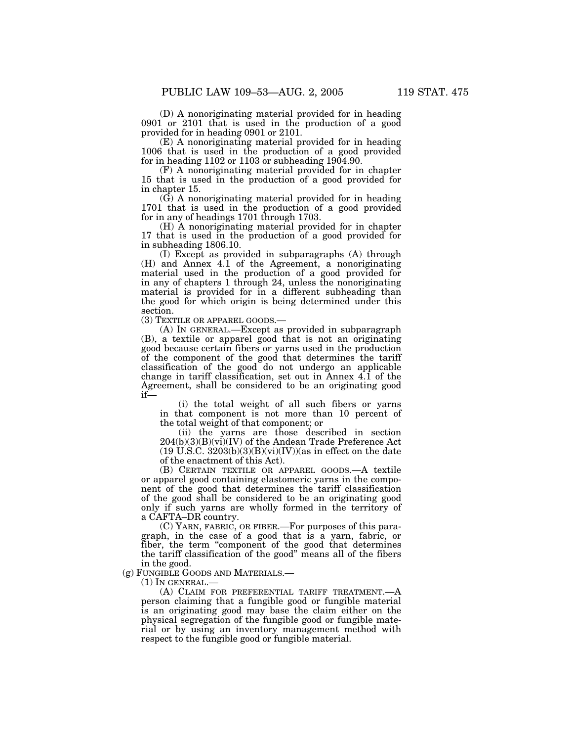(D) A nonoriginating material provided for in heading 0901 or 2101 that is used in the production of a good provided for in heading 0901 or 2101.

(E) A nonoriginating material provided for in heading 1006 that is used in the production of a good provided for in heading 1102 or 1103 or subheading 1904.90.

(F) A nonoriginating material provided for in chapter 15 that is used in the production of a good provided for in chapter 15.

(G) A nonoriginating material provided for in heading 1701 that is used in the production of a good provided for in any of headings 1701 through 1703.

(H) A nonoriginating material provided for in chapter 17 that is used in the production of a good provided for in subheading 1806.10.

(I) Except as provided in subparagraphs (A) through (H) and Annex 4.1 of the Agreement, a nonoriginating material used in the production of a good provided for in any of chapters 1 through 24, unless the nonoriginating material is provided for in a different subheading than the good for which origin is being determined under this section.

(3) TEXTILE OR APPAREL GOODS.—

(A) IN GENERAL.—Except as provided in subparagraph (B), a textile or apparel good that is not an originating good because certain fibers or yarns used in the production of the component of the good that determines the tariff classification of the good do not undergo an applicable change in tariff classification, set out in Annex 4.1 of the Agreement, shall be considered to be an originating good if—

(i) the total weight of all such fibers or yarns in that component is not more than 10 percent of the total weight of that component; or

(ii) the yarns are those described in section 204(b)(3)(B)(vi)(IV) of the Andean Trade Preference Act (19 U.S.C. 3203(b)(3)(B)(vi)(IV))(as in effect on the date of the enactment of this Act).

(B) CERTAIN TEXTILE OR APPAREL GOODS.—A textile or apparel good containing elastomeric yarns in the component of the good that determines the tariff classification of the good shall be considered to be an originating good only if such yarns are wholly formed in the territory of a CAFTA–DR country.

(C) YARN, FABRIC, OR FIBER.—For purposes of this paragraph, in the case of a good that is a yarn, fabric, or fiber, the term "component of the good that determines the tariff classification of the good" means all of the fibers in the good.

(g) FUNGIBLE GOODS AND MATERIALS.—

(1) IN GENERAL.—

(A) CLAIM FOR PREFERENTIAL TARIFF TREATMENT.—A person claiming that a fungible good or fungible material is an originating good may base the claim either on the physical segregation of the fungible good or fungible material or by using an inventory management method with respect to the fungible good or fungible material.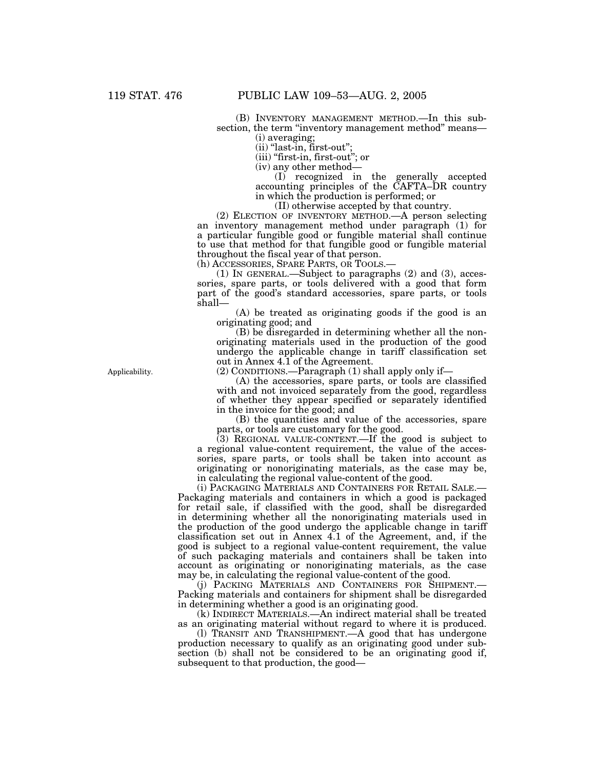(B) INVENTORY MANAGEMENT METHOD.—In this subsection, the term "inventory management method" means—

(i) averaging;

(ii) "last-in, first-out";

(iii) "first-in, first-out"; or

(iv) any other method—

(I) recognized in the generally accepted accounting principles of the CAFTA–DR country in which the production is performed; or

(II) otherwise accepted by that country.

(2) ELECTION OF INVENTORY METHOD.—A person selecting an inventory management method under paragraph (1) for a particular fungible good or fungible material shall continue to use that method for that fungible good or fungible material throughout the fiscal year of that person.

(h) ACCESSORIES, SPARE PARTS, OR TOOLS.—

(1) IN GENERAL.—Subject to paragraphs (2) and (3), accessories, spare parts, or tools delivered with a good that form part of the good's standard accessories, spare parts, or tools shall—

(A) be treated as originating goods if the good is an originating good; and

(B) be disregarded in determining whether all the nonoriginating materials used in the production of the good undergo the applicable change in tariff classification set out in Annex 4.1 of the Agreement.

Applicability.

(2) CONDITIONS.—Paragraph (1) shall apply only if—

(A) the accessories, spare parts, or tools are classified with and not invoiced separately from the good, regardless of whether they appear specified or separately identified in the invoice for the good; and

(B) the quantities and value of the accessories, spare parts, or tools are customary for the good.

(3) REGIONAL VALUE-CONTENT.—If the good is subject to a regional value-content requirement, the value of the accessories, spare parts, or tools shall be taken into account as originating or nonoriginating materials, as the case may be, in calculating the regional value-content of the good.

(i) PACKAGING MATERIALS AND CONTAINERS FOR RETAIL SALE.—Packaging materials and containers in which a good is packaged for retail sale, if classified with the good, shall be disregarded in determining whether all the nonoriginating materials used in the production of the good undergo the applicable change in tariff classification set out in Annex 4.1 of the Agreement, and, if the good is subject to a regional value-content requirement, the value of such packaging materials and containers shall be taken into account as originating or nonoriginating materials, as the case may be, in calculating the regional value-content of the good.

(j) PACKING MATERIALS AND CONTAINERS FOR SHIPMENT.—Packing materials and containers for shipment shall be disregarded in determining whether a good is an originating good.

(k) INDIRECT MATERIALS.—An indirect material shall be treated as an originating material without regard to where it is produced.

(l) TRANSIT AND TRANSHIPMENT.—A good that has undergone production necessary to qualify as an originating good under subsection (b) shall not be considered to be an originating good if, subsequent to that production, the good—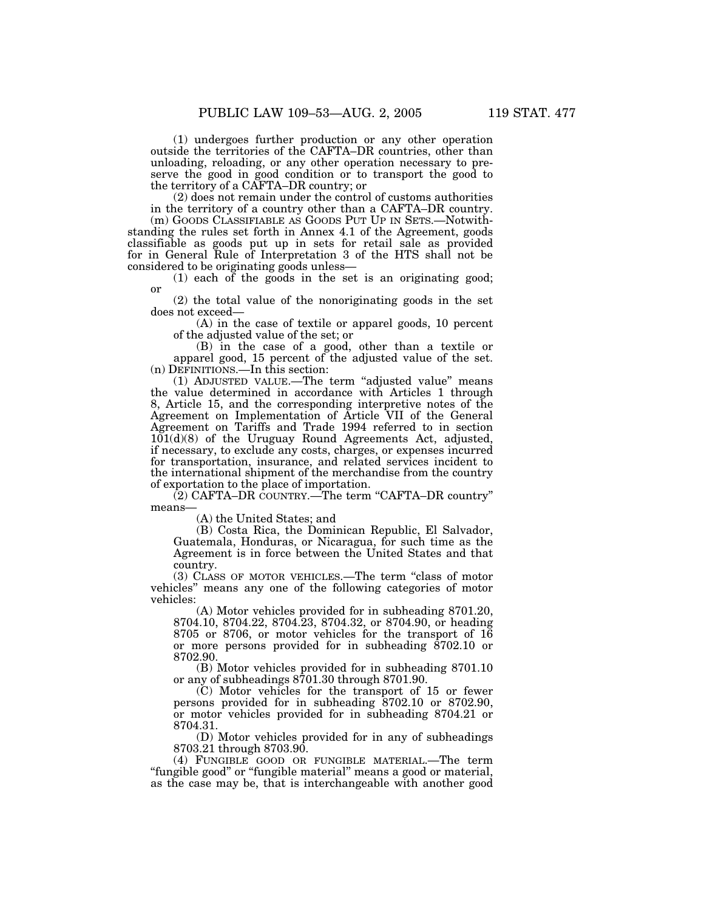(1) undergoes further production or any other operation outside the territories of the CAFTA–DR countries, other than unloading, reloading, or any other operation necessary to preserve the good in good condition or to transport the good to the territory of a CAFTA–DR country; or

(2) does not remain under the control of customs authorities in the territory of a country other than a CAFTA–DR country.

(m) GOODS CLASSIFIABLE AS GOODS PUT UP IN SETS.—Notwithstanding the rules set forth in Annex 4.1 of the Agreement, goods classifiable as goods put up in sets for retail sale as provided for in General Rule of Interpretation 3 of the HTS shall not be considered to be originating goods unless—

(1) each of the goods in the set is an originating good; or

(2) the total value of the nonoriginating goods in the set does not exceed—

(A) in the case of textile or apparel goods, 10 percent of the adjusted value of the set; or

(B) in the case of a good, other than a textile or apparel good, 15 percent of the adjusted value of the set.

(n) DEFINITIONS.—In this section:

(1) ADJUSTED VALUE.—The term "adjusted value" means the value determined in accordance with Articles 1 through 8, Article 15, and the corresponding interpretive notes of the Agreement on Implementation of Article VII of the General Agreement on Tariffs and Trade 1994 referred to in section 101(d)(8) of the Uruguay Round Agreements Act, adjusted, if necessary, to exclude any costs, charges, or expenses incurred for transportation, insurance, and related services incident to the international shipment of the merchandise from the country of exportation to the place of importation.

(2) CAFTA–DR COUNTRY.—The term "CAFTA–DR country" means—

(A) the United States; and

(B) Costa Rica, the Dominican Republic, El Salvador, Guatemala, Honduras, or Nicaragua, for such time as the Agreement is in force between the United States and that country.

(3) CLASS OF MOTOR VEHICLES.—The term "class of motor vehicles" means any one of the following categories of motor vehicles:

(A) Motor vehicles provided for in subheading 8701.20, 8704.10, 8704.22, 8704.23, 8704.32, or 8704.90, or heading 8705 or 8706, or motor vehicles for the transport of 16 or more persons provided for in subheading 8702.10 or 8702.90.

(B) Motor vehicles provided for in subheading 8701.10 or any of subheadings 8701.30 through 8701.90.

(C) Motor vehicles for the transport of 15 or fewer persons provided for in subheading 8702.10 or 8702.90, or motor vehicles provided for in subheading 8704.21 or 8704.31.

(D) Motor vehicles provided for in any of subheadings 8703.21 through 8703.90.

(4) FUNGIBLE GOOD OR FUNGIBLE MATERIAL.—The term "fungible good" or "fungible material" means a good or material, as the case may be, that is interchangeable with another good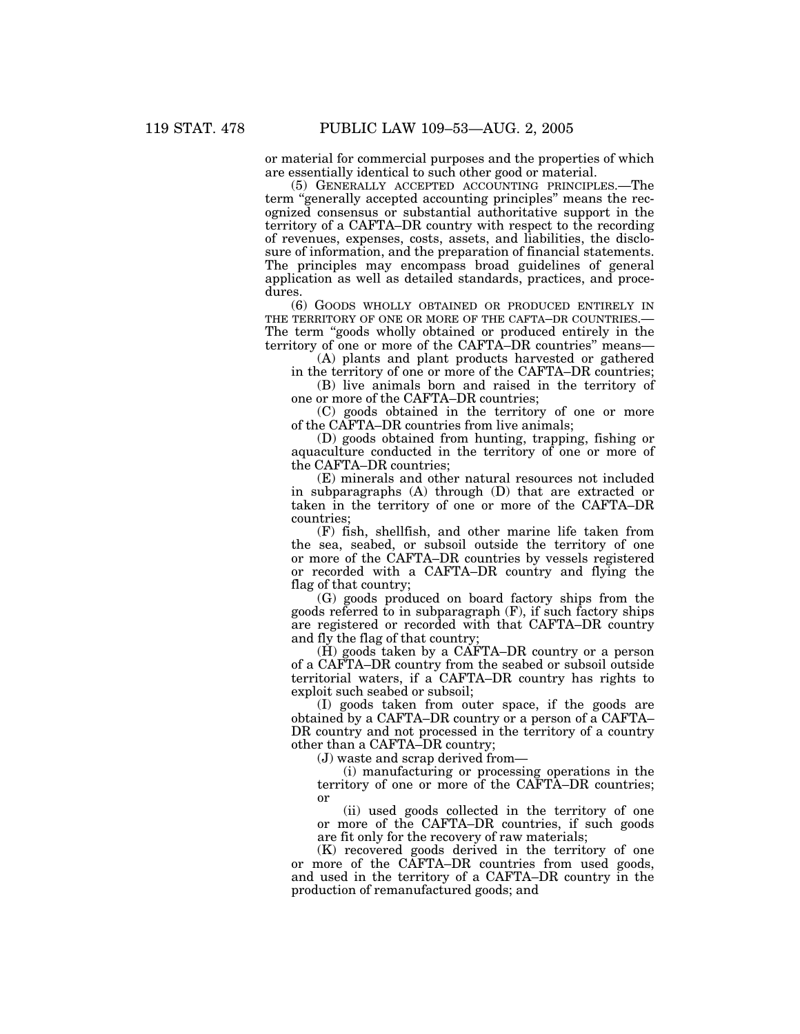or material for commercial purposes and the properties of which are essentially identical to such other good or material.

(5) GENERALLY ACCEPTED ACCOUNTING PRINCIPLES.—The term "generally accepted accounting principles" means the recognized consensus or substantial authoritative support in the territory of a CAFTA–DR country with respect to the recording of revenues, expenses, costs, assets, and liabilities, the disclosure of information, and the preparation of financial statements. The principles may encompass broad guidelines of general application as well as detailed standards, practices, and procedures.

(6) GOODS WHOLLY OBTAINED OR PRODUCED ENTIRELY IN THE TERRITORY OF ONE OR MORE OF THE CAFTA–DR COUNTRIES.—The term "goods wholly obtained or produced entirely in the territory of one or more of the CAFTA–DR countries" means—

(A) plants and plant products harvested or gathered in the territory of one or more of the CAFTA–DR countries;

(B) live animals born and raised in the territory of one or more of the CAFTA–DR countries;

(C) goods obtained in the territory of one or more of the CAFTA–DR countries from live animals;

(D) goods obtained from hunting, trapping, fishing or aquaculture conducted in the territory of one or more of the CAFTA–DR countries;

(E) minerals and other natural resources not included in subparagraphs (A) through (D) that are extracted or taken in the territory of one or more of the CAFTA–DR countries;

(F) fish, shellfish, and other marine life taken from the sea, seabed, or subsoil outside the territory of one or more of the CAFTA–DR countries by vessels registered or recorded with a CAFTA–DR country and flying the flag of that country;

(G) goods produced on board factory ships from the goods referred to in subparagraph (F), if such factory ships are registered or recorded with that CAFTA–DR country and fly the flag of that country;

(H) goods taken by a CAFTA–DR country or a person of a CAFTA–DR country from the seabed or subsoil outside territorial waters, if a CAFTA–DR country has rights to exploit such seabed or subsoil;

(I) goods taken from outer space, if the goods are obtained by a CAFTA–DR country or a person of a CAFTA–DR country and not processed in the territory of a country other than a CAFTA–DR country;

(J) waste and scrap derived from—

(i) manufacturing or processing operations in the territory of one or more of the CAFTA–DR countries; or

(ii) used goods collected in the territory of one or more of the CAFTA–DR countries, if such goods are fit only for the recovery of raw materials;

(K) recovered goods derived in the territory of one or more of the CAFTA–DR countries from used goods, and used in the territory of a CAFTA–DR country in the production of remanufactured goods; and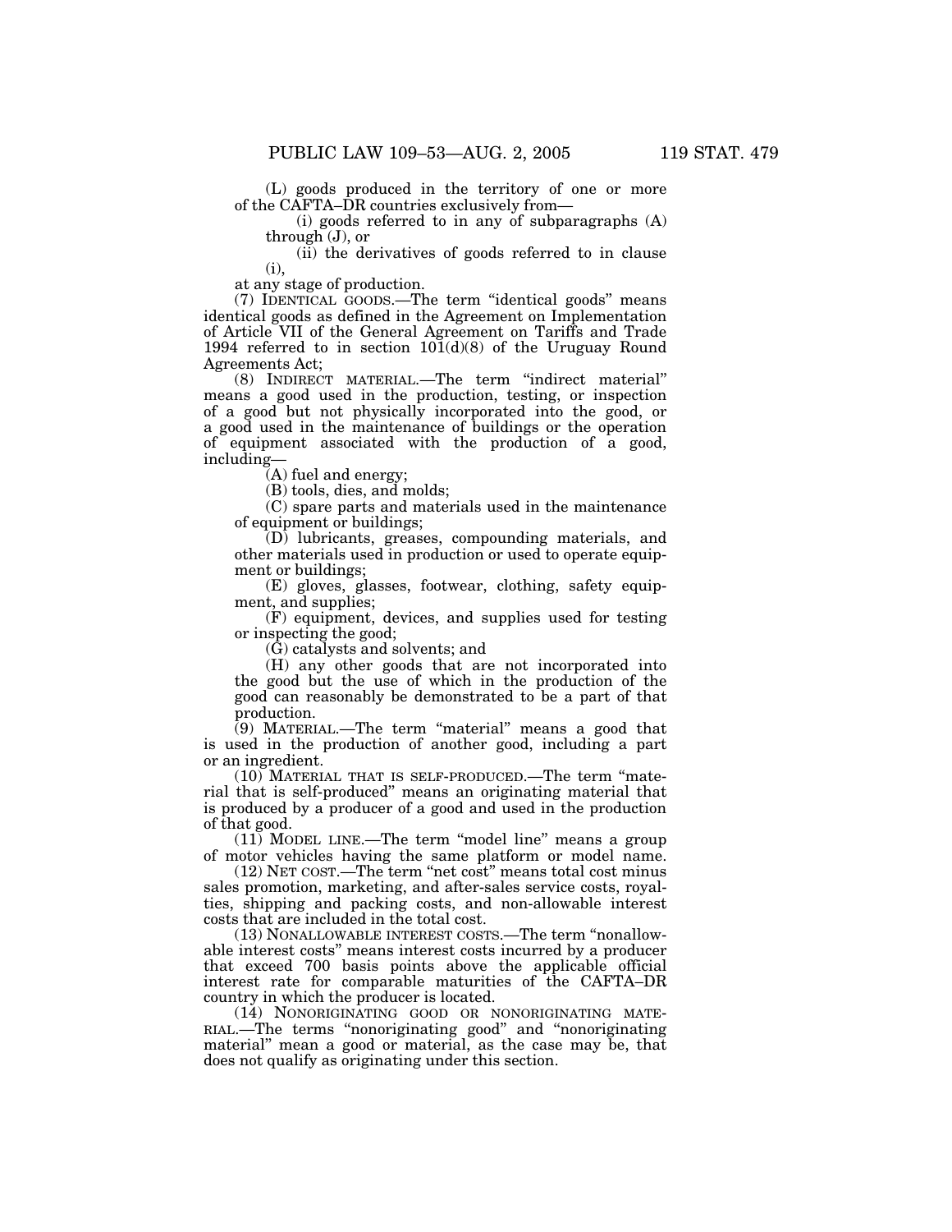(L) goods produced in the territory of one or more of the CAFTA–DR countries exclusively from—

(i) goods referred to in any of subparagraphs (A) through (J), or

(ii) the derivatives of goods referred to in clause (i),

at any stage of production.

(7) IDENTICAL GOODS.—The term "identical goods" means identical goods as defined in the Agreement on Implementation of Article VII of the General Agreement on Tariffs and Trade 1994 referred to in section 101(d)(8) of the Uruguay Round Agreements Act;

(8) INDIRECT MATERIAL.—The term "indirect material" means a good used in the production, testing, or inspection of a good but not physically incorporated into the good, or a good used in the maintenance of buildings or the operation of equipment associated with the production of a good, including—

(A) fuel and energy;

(B) tools, dies, and molds;

(C) spare parts and materials used in the maintenance of equipment or buildings;

(D) lubricants, greases, compounding materials, and other materials used in production or used to operate equipment or buildings;

(E) gloves, glasses, footwear, clothing, safety equipment, and supplies;

(F) equipment, devices, and supplies used for testing or inspecting the good;

(G) catalysts and solvents; and

(H) any other goods that are not incorporated into the good but the use of which in the production of the good can reasonably be demonstrated to be a part of that production.

(9) MATERIAL.—The term "material" means a good that is used in the production of another good, including a part or an ingredient.

(10) MATERIAL THAT IS SELF-PRODUCED.—The term "material that is self-produced" means an originating material that is produced by a producer of a good and used in the production of that good.

(11) MODEL LINE.—The term "model line" means a group of motor vehicles having the same platform or model name.

(12) NET COST.—The term "net cost" means total cost minus sales promotion, marketing, and after-sales service costs, royalties, shipping and packing costs, and non-allowable interest costs that are included in the total cost.

(13) NONALLOWABLE INTEREST COSTS.—The term "nonallowable interest costs" means interest costs incurred by a producer that exceed 700 basis points above the applicable official interest rate for comparable maturities of the CAFTA–DR country in which the producer is located.

(14) NONORIGINATING GOOD OR NONORIGINATING MATERIAL.—The terms "nonoriginating good" and "nonoriginating material" mean a good or material, as the case may be, that does not qualify as originating under this section.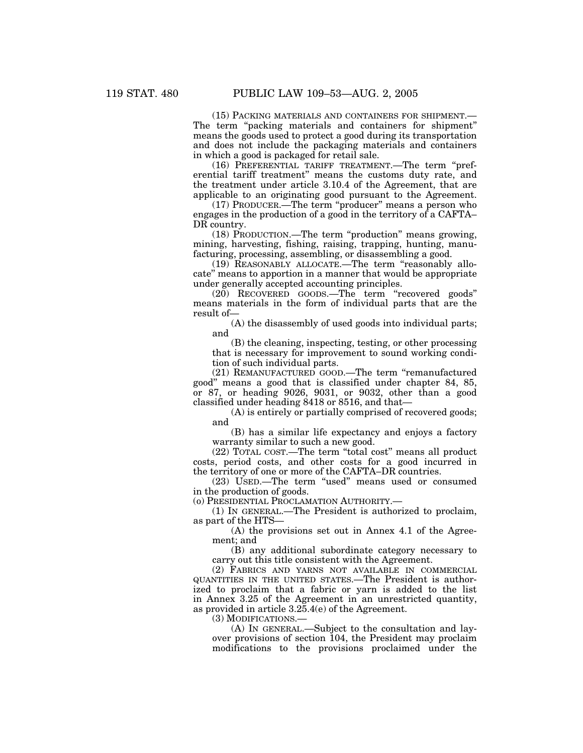(15) PACKING MATERIALS AND CONTAINERS FOR SHIPMENT.—The term "packing materials and containers for shipment" means the goods used to protect a good during its transportation and does not include the packaging materials and containers in which a good is packaged for retail sale.

(16) PREFERENTIAL TARIFF TREATMENT.—The term "preferential tariff treatment" means the customs duty rate, and the treatment under article 3.10.4 of the Agreement, that are applicable to an originating good pursuant to the Agreement.

(17) PRODUCER.—The term "producer" means a person who engages in the production of a good in the territory of a CAFTA–DR country.

(18) PRODUCTION.—The term "production" means growing, mining, harvesting, fishing, raising, trapping, hunting, manufacturing, processing, assembling, or disassembling a good.

(19) REASONABLY ALLOCATE.—The term "reasonably allocate" means to apportion in a manner that would be appropriate under generally accepted accounting principles.

(20) RECOVERED GOODS.—The term "recovered goods" means materials in the form of individual parts that are the result of—

(A) the disassembly of used goods into individual parts; and

(B) the cleaning, inspecting, testing, or other processing that is necessary for improvement to sound working condition of such individual parts.

(21) REMANUFACTURED GOOD.—The term "remanufactured good" means a good that is classified under chapter 84, 85, or 87, or heading 9026, 9031, or 9032, other than a good classified under heading 8418 or 8516, and that—

(A) is entirely or partially comprised of recovered goods; and

(B) has a similar life expectancy and enjoys a factory warranty similar to such a new good.

(22) TOTAL COST.—The term "total cost" means all product costs, period costs, and other costs for a good incurred in the territory of one or more of the CAFTA–DR countries.

(23) USED.—The term "used" means used or consumed in the production of goods.

(o) PRESIDENTIAL PROCLAMATION AUTHORITY.—

(1) IN GENERAL.—The President is authorized to proclaim, as part of the HTS—

(A) the provisions set out in Annex 4.1 of the Agreement; and

(B) any additional subordinate category necessary to carry out this title consistent with the Agreement.

(2) FABRICS AND YARNS NOT AVAILABLE IN COMMERCIAL QUANTITIES IN THE UNITED STATES.—The President is authorized to proclaim that a fabric or yarn is added to the list in Annex 3.25 of the Agreement in an unrestricted quantity, as provided in article 3.25.4(e) of the Agreement.

(3) MODIFICATIONS.—

(A) IN GENERAL.—Subject to the consultation and layover provisions of section 104, the President may proclaim modifications to the provisions proclaimed under the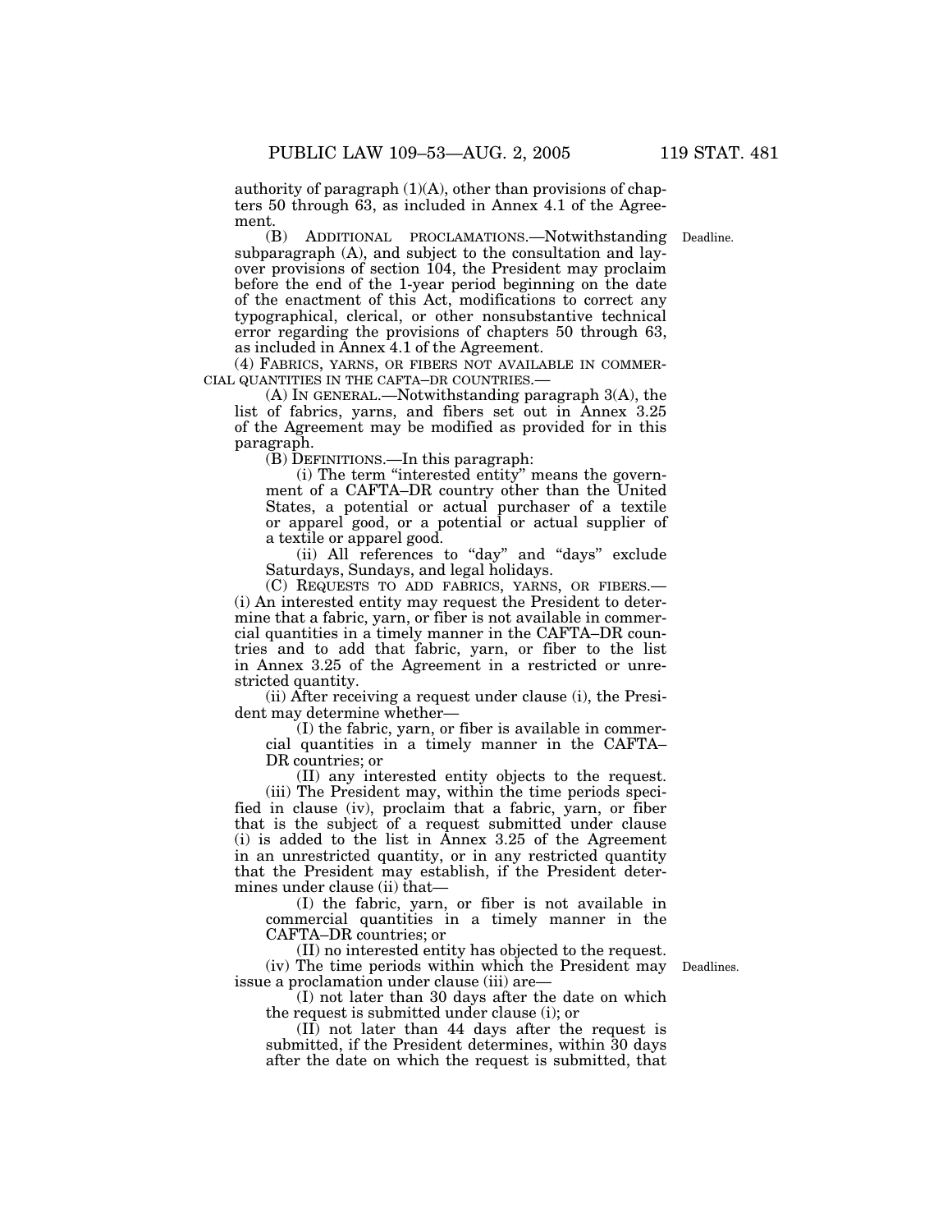authority of paragraph (1)(A), other than provisions of chapters 50 through 63, as included in Annex 4.1 of the Agreement.

(B) ADDITIONAL PROCLAMATIONS.—Notwithstanding subparagraph (A), and subject to the consultation and layover provisions of section 104, the President may proclaim before the end of the 1-year period beginning on the date of the enactment of this Act, modifications to correct any typographical, clerical, or other nonsubstantive technical error regarding the provisions of chapters 50 through 63, as included in Annex 4.1 of the Agreement.

Deadline.

(4) FABRICS, YARNS, OR FIBERS NOT AVAILABLE IN COMMERCIAL QUANTITIES IN THE CAFTA–DR COUNTRIES.—

(A) IN GENERAL.—Notwithstanding paragraph 3(A), the list of fabrics, yarns, and fibers set out in Annex 3.25 of the Agreement may be modified as provided for in this paragraph.

(B) DEFINITIONS.—In this paragraph:

(i) The term "interested entity" means the government of a CAFTA–DR country other than the United States, a potential or actual purchaser of a textile or apparel good, or a potential or actual supplier of a textile or apparel good.

(ii) All references to "day" and "days" exclude Saturdays, Sundays, and legal holidays.

(C) REQUESTS TO ADD FABRICS, YARNS, OR FIBERS.—(i) An interested entity may request the President to determine that a fabric, yarn, or fiber is not available in commercial quantities in a timely manner in the CAFTA–DR countries and to add that fabric, yarn, or fiber to the list in Annex 3.25 of the Agreement in a restricted or unrestricted quantity.

(ii) After receiving a request under clause (i), the President may determine whether—

(I) the fabric, yarn, or fiber is available in commercial quantities in a timely manner in the CAFTA–DR countries; or

(II) any interested entity objects to the request.

(iii) The President may, within the time periods specified in clause (iv), proclaim that a fabric, yarn, or fiber that is the subject of a request submitted under clause (i) is added to the list in Annex 3.25 of the Agreement in an unrestricted quantity, or in any restricted quantity that the President may establish, if the President determines under clause (ii) that—

(I) the fabric, yarn, or fiber is not available in commercial quantities in a timely manner in the CAFTA–DR countries; or

(II) no interested entity has objected to the request.

(iv) The time periods within which the President may issue a proclamation under clause (iii) are—

Deadlines.

(I) not later than 30 days after the date on which the request is submitted under clause (i); or

(II) not later than 44 days after the request is submitted, if the President determines, within 30 days after the date on which the request is submitted, that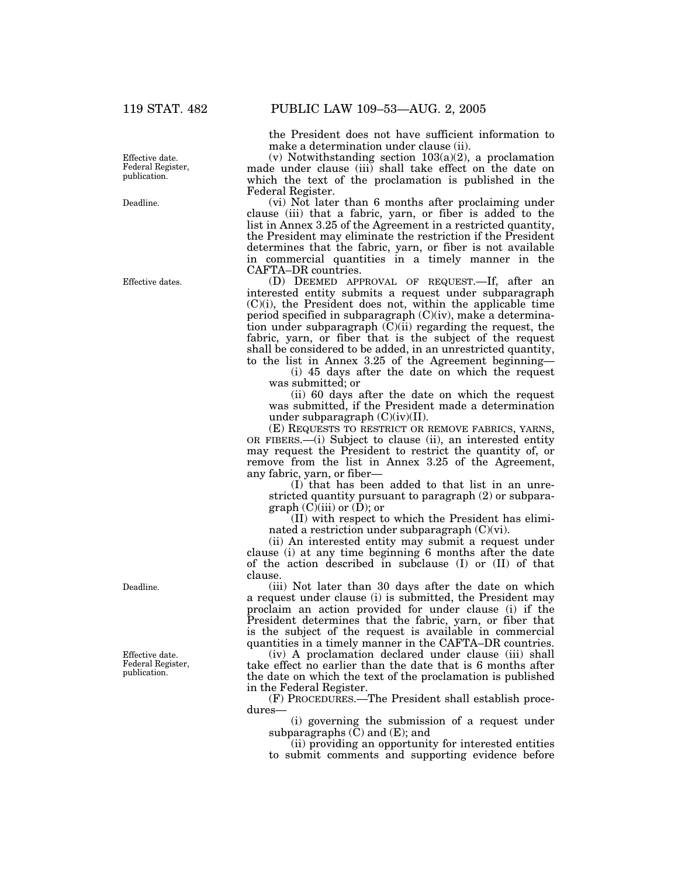the President does not have sufficient information to make a determination under clause (ii).

Effective date. Federal Register, publication.

(v) Notwithstanding section 103(a)(2), a proclamation made under clause (iii) shall take effect on the date on which the text of the proclamation is published in the Federal Register.

Deadline.

(vi) Not later than 6 months after proclaiming under clause (iii) that a fabric, yarn, or fiber is added to the list in Annex 3.25 of the Agreement in a restricted quantity, the President may eliminate the restriction if the President determines that the fabric, yarn, or fiber is not available in commercial quantities in a timely manner in the CAFTA–DR countries.

Effective dates.

(D) DEEMED APPROVAL OF REQUEST.—If, after an interested entity submits a request under subparagraph (C)(i), the President does not, within the applicable time period specified in subparagraph (C)(iv), make a determination under subparagraph (C)(ii) regarding the request, the fabric, yarn, or fiber that is the subject of the request shall be considered to be added, in an unrestricted quantity, to the list in Annex 3.25 of the Agreement beginning—

(i) 45 days after the date on which the request was submitted; or

(ii) 60 days after the date on which the request was submitted, if the President made a determination under subparagraph (C)(iv)(II).

(E) REQUESTS TO RESTRICT OR REMOVE FABRICS, YARNS, OR FIBERS.—(i) Subject to clause (ii), an interested entity may request the President to restrict the quantity of, or remove from the list in Annex 3.25 of the Agreement, any fabric, yarn, or fiber—

(I) that has been added to that list in an unrestricted quantity pursuant to paragraph (2) or subparagraph (C)(iii) or (D); or

(II) with respect to which the President has eliminated a restriction under subparagraph (C)(vi).

(ii) An interested entity may submit a request under clause (i) at any time beginning 6 months after the date of the action described in subclause (I) or (II) of that clause.

Deadline.

(iii) Not later than 30 days after the date on which a request under clause (i) is submitted, the President may proclaim an action provided for under clause (i) if the President determines that the fabric, yarn, or fiber that is the subject of the request is available in commercial quantities in a timely manner in the CAFTA–DR countries.

Effective date. Federal Register, publication.

(iv) A proclamation declared under clause (iii) shall take effect no earlier than the date that is 6 months after the date on which the text of the proclamation is published in the Federal Register.

(F) PROCEDURES.—The President shall establish procedures—

(i) governing the submission of a request under subparagraphs (C) and (E); and

(ii) providing an opportunity for interested entities to submit comments and supporting evidence before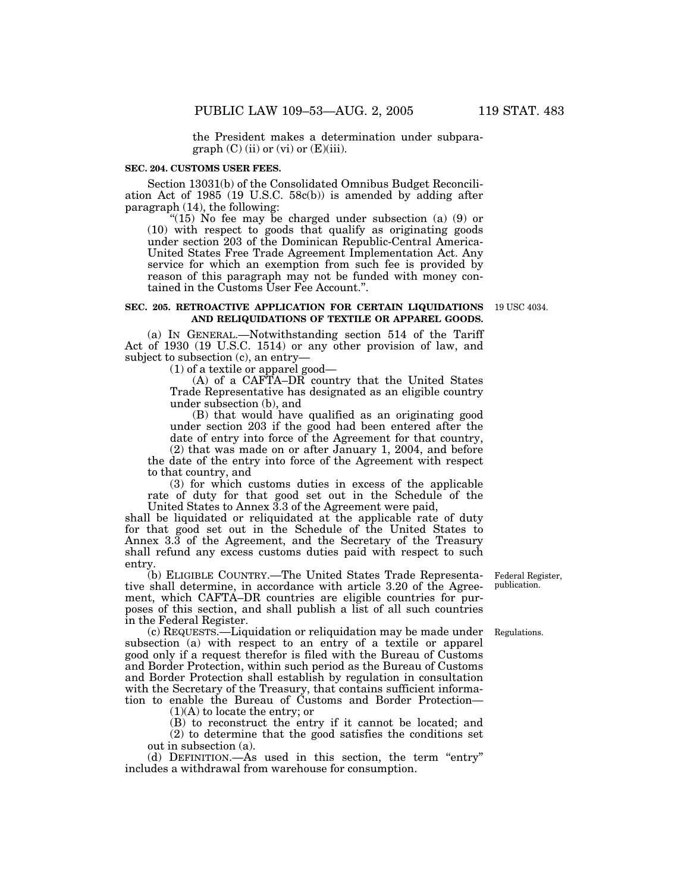the President makes a determination under subparagraph (C) (ii) or (vi) or (E)(iii).

**SEC. 204. CUSTOMS USER FEES.**

Section 13031(b) of the Consolidated Omnibus Budget Reconciliation Act of 1985 (19 U.S.C. 58c(b)) is amended by adding after paragraph (14), the following:

"(15) No fee may be charged under subsection (a) (9) or (10) with respect to goods that qualify as originating goods under section 203 of the Dominican Republic-Central America-United States Free Trade Agreement Implementation Act. Any service for which an exemption from such fee is provided by reason of this paragraph may not be funded with money contained in the Customs User Fee Account.".

**SEC. 205. RETROACTIVE APPLICATION FOR CERTAIN LIQUIDATIONS AND RELIQUIDATIONS OF TEXTILE OR APPAREL GOODS.**

19 USC 4034.

(a) IN GENERAL.—Notwithstanding section 514 of the Tariff Act of 1930 (19 U.S.C. 1514) or any other provision of law, and subject to subsection (c), an entry—

(1) of a textile or apparel good—

(A) of a CAFTA–DR country that the United States Trade Representative has designated as an eligible country under subsection (b), and

(B) that would have qualified as an originating good under section 203 if the good had been entered after the date of entry into force of the Agreement for that country,

(2) that was made on or after January 1, 2004, and before the date of the entry into force of the Agreement with respect to that country, and

(3) for which customs duties in excess of the applicable rate of duty for that good set out in the Schedule of the United States to Annex 3.3 of the Agreement were paid,

shall be liquidated or reliquidated at the applicable rate of duty for that good set out in the Schedule of the United States to Annex 3.3 of the Agreement, and the Secretary of the Treasury shall refund any excess customs duties paid with respect to such entry.

(b) ELIGIBLE COUNTRY.—The United States Trade Representative shall determine, in accordance with article 3.20 of the Agreement, which CAFTA–DR countries are eligible countries for purposes of this section, and shall publish a list of all such countries in the Federal Register.

Federal Register, publication.

(c) REQUESTS.—Liquidation or reliquidation may be made under subsection (a) with respect to an entry of a textile or apparel good only if a request therefor is filed with the Bureau of Customs and Border Protection, within such period as the Bureau of Customs and Border Protection shall establish by regulation in consultation with the Secretary of the Treasury, that contains sufficient information to enable the Bureau of Customs and Border Protection—

Regulations.

(1)(A) to locate the entry; or

(B) to reconstruct the entry if it cannot be located; and

(2) to determine that the good satisfies the conditions set out in subsection (a).

(d) DEFINITION.—As used in this section, the term "entry" includes a withdrawal from warehouse for consumption.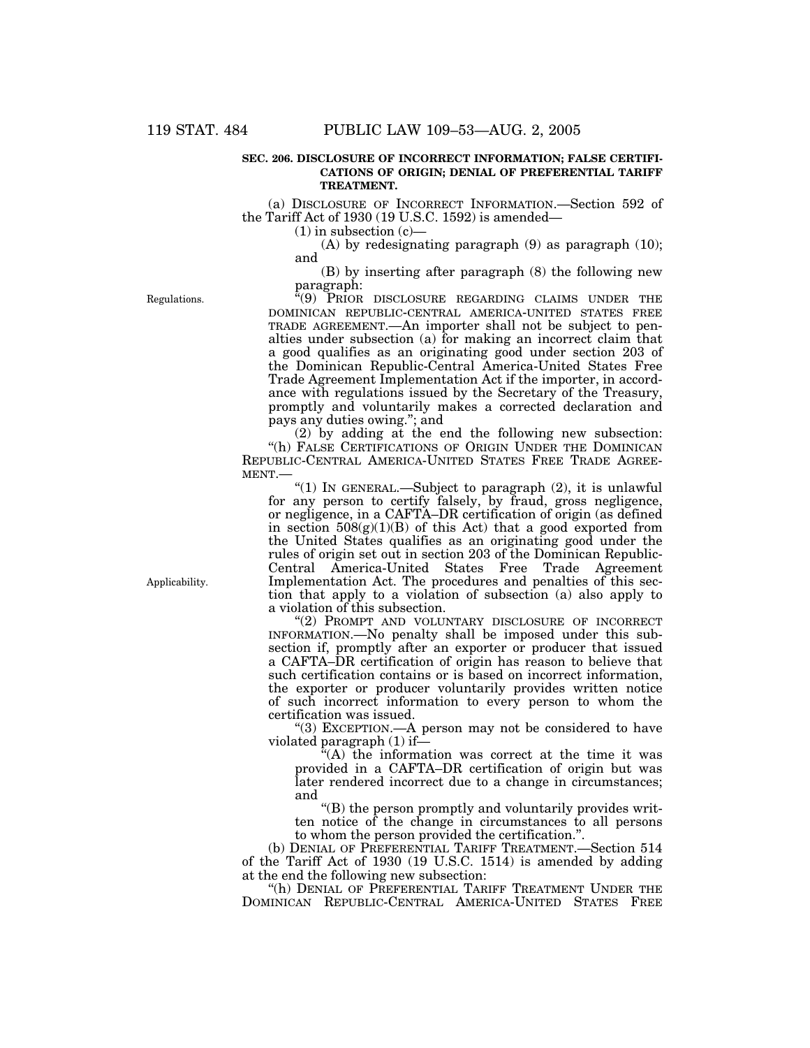**SEC. 206. DISCLOSURE OF INCORRECT INFORMATION; FALSE CERTIFICATIONS OF ORIGIN; DENIAL OF PREFERENTIAL TARIFF TREATMENT.**

(a) DISCLOSURE OF INCORRECT INFORMATION.—Section 592 of the Tariff Act of 1930 (19 U.S.C. 1592) is amended—

(1) in subsection (c)—

(A) by redesignating paragraph (9) as paragraph (10); and

(B) by inserting after paragraph (8) the following new paragraph:

Regulations.

"(9) PRIOR DISCLOSURE REGARDING CLAIMS UNDER THE DOMINICAN REPUBLIC-CENTRAL AMERICA-UNITED STATES FREE TRADE AGREEMENT.—An importer shall not be subject to penalties under subsection (a) for making an incorrect claim that a good qualifies as an originating good under section 203 of the Dominican Republic-Central America-United States Free Trade Agreement Implementation Act if the importer, in accordance with regulations issued by the Secretary of the Treasury, promptly and voluntarily makes a corrected declaration and pays any duties owing."; and

(2) by adding at the end the following new subsection:

"(h) FALSE CERTIFICATIONS OF ORIGIN UNDER THE DOMINICAN REPUBLIC-CENTRAL AMERICA-UNITED STATES FREE TRADE AGREEMENT.—

"(1) IN GENERAL.—Subject to paragraph (2), it is unlawful for any person to certify falsely, by fraud, gross negligence, or negligence, in a CAFTA–DR certification of origin (as defined in section 508(g)(1)(B) of this Act) that a good exported from the United States qualifies as an originating good under the rules of origin set out in section 203 of the Dominican Republic-Central America-United States Free Trade Agreement Implementation Act. The procedures and penalties of this section that apply to a violation of subsection (a) also apply to a violation of this subsection.

Applicability.

"(2) PROMPT AND VOLUNTARY DISCLOSURE OF INCORRECT INFORMATION.—No penalty shall be imposed under this subsection if, promptly after an exporter or producer that issued a CAFTA–DR certification of origin has reason to believe that such certification contains or is based on incorrect information, the exporter or producer voluntarily provides written notice of such incorrect information to every person to whom the certification was issued.

"(3) EXCEPTION.—A person may not be considered to have violated paragraph (1) if—

"(A) the information was correct at the time it was provided in a CAFTA–DR certification of origin but was later rendered incorrect due to a change in circumstances; and

"(B) the person promptly and voluntarily provides written notice of the change in circumstances to all persons to whom the person provided the certification.".

(b) DENIAL OF PREFERENTIAL TARIFF TREATMENT.—Section 514 of the Tariff Act of 1930 (19 U.S.C. 1514) is amended by adding at the end the following new subsection:

"(h) DENIAL OF PREFERENTIAL TARIFF TREATMENT UNDER THE DOMINICAN REPUBLIC-CENTRAL AMERICA-UNITED STATES FREE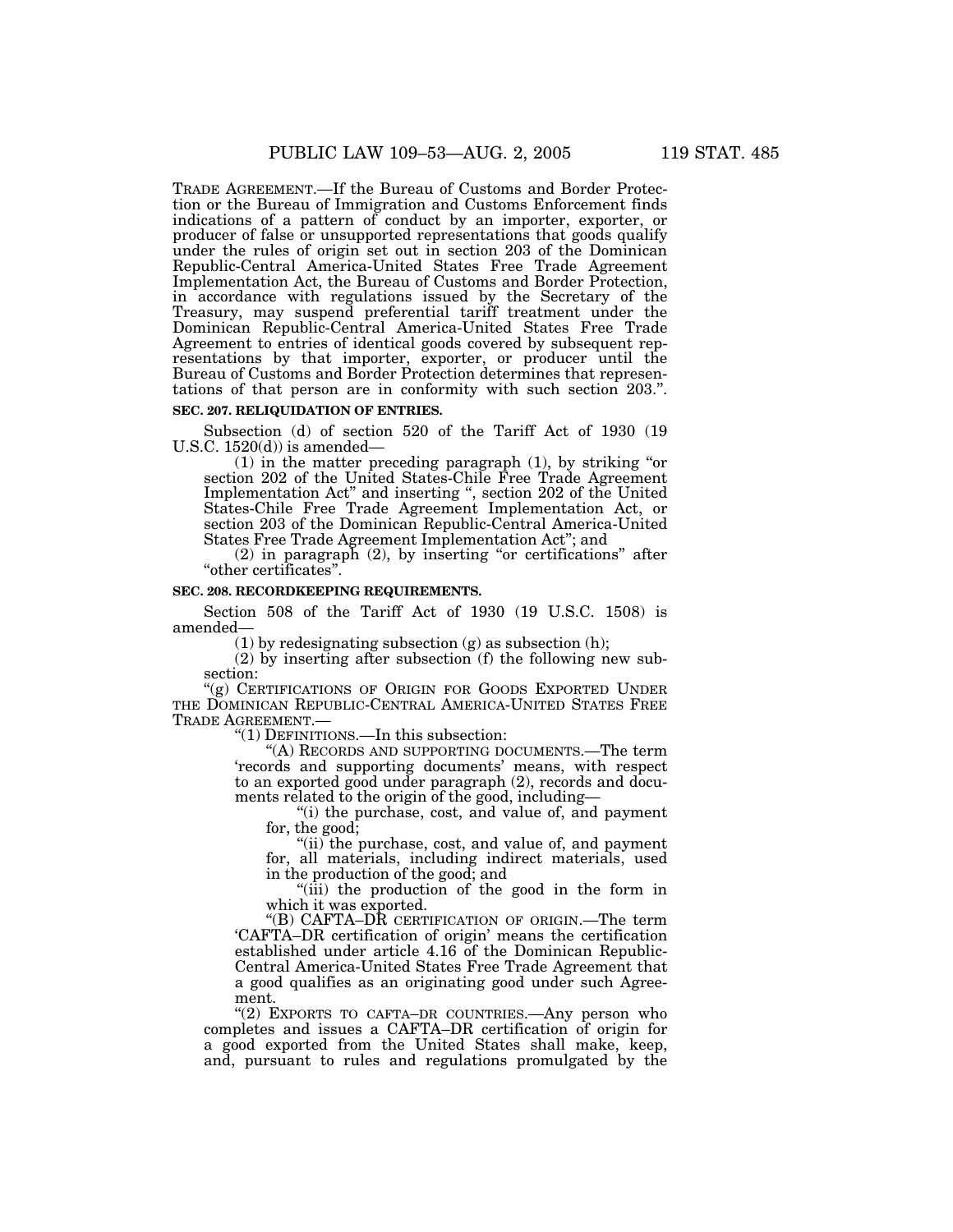TRADE AGREEMENT.—If the Bureau of Customs and Border Protection or the Bureau of Immigration and Customs Enforcement finds indications of a pattern of conduct by an importer, exporter, or producer of false or unsupported representations that goods qualify under the rules of origin set out in section 203 of the Dominican Republic-Central America-United States Free Trade Agreement Implementation Act, the Bureau of Customs and Border Protection, in accordance with regulations issued by the Secretary of the Treasury, may suspend preferential tariff treatment under the Dominican Republic-Central America-United States Free Trade Agreement to entries of identical goods covered by subsequent representations by that importer, exporter, or producer until the Bureau of Customs and Border Protection determines that representations of that person are in conformity with such section 203.".

**SEC. 207. RELIQUIDATION OF ENTRIES.**

Subsection (d) of section 520 of the Tariff Act of 1930 (19 U.S.C. 1520(d)) is amended—

(1) in the matter preceding paragraph (1), by striking "or section 202 of the United States-Chile Free Trade Agreement Implementation Act" and inserting ", section 202 of the United States-Chile Free Trade Agreement Implementation Act, or section 203 of the Dominican Republic-Central America-United States Free Trade Agreement Implementation Act"; and

(2) in paragraph (2), by inserting "or certifications" after "other certificates".

**SEC. 208. RECORDKEEPING REQUIREMENTS.**

Section 508 of the Tariff Act of 1930 (19 U.S.C. 1508) is amended—

(1) by redesignating subsection (g) as subsection (h);

(2) by inserting after subsection (f) the following new subsection:

"(g) CERTIFICATIONS OF ORIGIN FOR GOODS EXPORTED UNDER THE DOMINICAN REPUBLIC-CENTRAL AMERICA-UNITED STATES FREE TRADE AGREEMENT.—

"(1) DEFINITIONS.—In this subsection:

"(A) RECORDS AND SUPPORTING DOCUMENTS.—The term 'records and supporting documents' means, with respect to an exported good under paragraph (2), records and documents related to the origin of the good, including—

"(i) the purchase, cost, and value of, and payment for, the good;

"(ii) the purchase, cost, and value of, and payment for, all materials, including indirect materials, used in the production of the good; and

"(iii) the production of the good in the form in which it was exported.

"(B) CAFTA–DR CERTIFICATION OF ORIGIN.—The term 'CAFTA–DR certification of origin' means the certification established under article 4.16 of the Dominican Republic-Central America-United States Free Trade Agreement that a good qualifies as an originating good under such Agreement.

"(2) EXPORTS TO CAFTA–DR COUNTRIES.—Any person who completes and issues a CAFTA–DR certification of origin for a good exported from the United States shall make, keep, and, pursuant to rules and regulations promulgated by the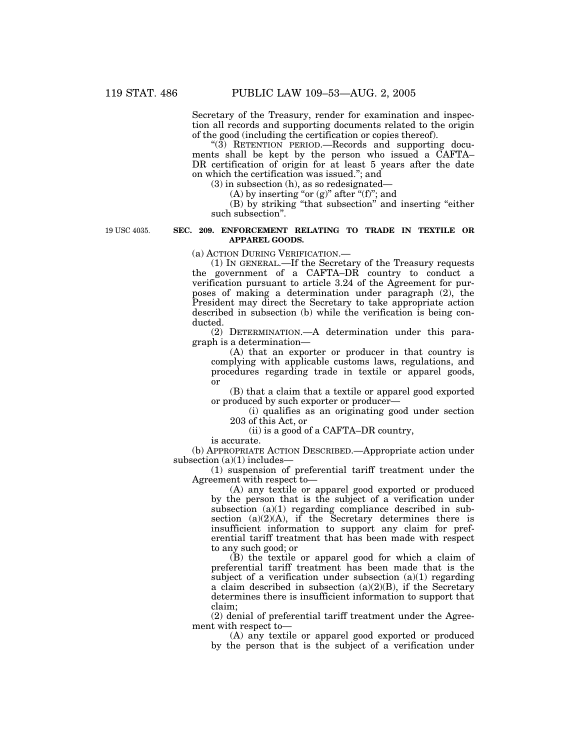Secretary of the Treasury, render for examination and inspection all records and supporting documents related to the origin of the good (including the certification or copies thereof).

"(3) RETENTION PERIOD.—Records and supporting documents shall be kept by the person who issued a CAFTA–DR certification of origin for at least 5 years after the date on which the certification was issued."; and

(3) in subsection (h), as so redesignated—

(A) by inserting "or (g)" after "(f)"; and

(B) by striking "that subsection" and inserting "either such subsection".

19 USC 4035.

**SEC. 209. ENFORCEMENT RELATING TO TRADE IN TEXTILE OR APPAREL GOODS.**

(a) ACTION DURING VERIFICATION.—

(1) IN GENERAL.—If the Secretary of the Treasury requests the government of a CAFTA–DR country to conduct a verification pursuant to article 3.24 of the Agreement for purposes of making a determination under paragraph (2), the President may direct the Secretary to take appropriate action described in subsection (b) while the verification is being conducted.

(2) DETERMINATION.—A determination under this paragraph is a determination—

(A) that an exporter or producer in that country is complying with applicable customs laws, regulations, and procedures regarding trade in textile or apparel goods, or

(B) that a claim that a textile or apparel good exported or produced by such exporter or producer—

(i) qualifies as an originating good under section 203 of this Act, or

(ii) is a good of a CAFTA–DR country,

is accurate.

(b) APPROPRIATE ACTION DESCRIBED.—Appropriate action under subsection (a)(1) includes—

(1) suspension of preferential tariff treatment under the Agreement with respect to—

(A) any textile or apparel good exported or produced by the person that is the subject of a verification under subsection (a)(1) regarding compliance described in subsection (a)(2)(A), if the Secretary determines there is insufficient information to support any claim for preferential tariff treatment that has been made with respect to any such good; or

(B) the textile or apparel good for which a claim of preferential tariff treatment has been made that is the subject of a verification under subsection (a)(1) regarding a claim described in subsection (a)(2)(B), if the Secretary determines there is insufficient information to support that claim;

(2) denial of preferential tariff treatment under the Agreement with respect to—

(A) any textile or apparel good exported or produced by the person that is the subject of a verification under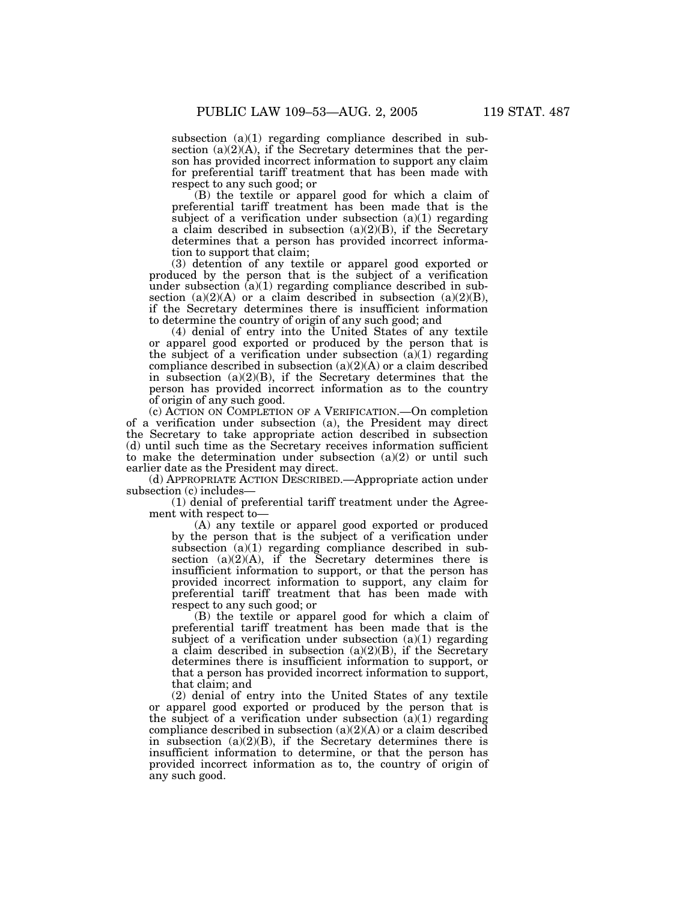subsection (a)(1) regarding compliance described in subsection (a)(2)(A), if the Secretary determines that the person has provided incorrect information to support any claim for preferential tariff treatment that has been made with respect to any such good; or

(B) the textile or apparel good for which a claim of preferential tariff treatment has been made that is the subject of a verification under subsection (a)(1) regarding a claim described in subsection (a)(2)(B), if the Secretary determines that a person has provided incorrect information to support that claim;

(3) detention of any textile or apparel good exported or produced by the person that is the subject of a verification under subsection (a)(1) regarding compliance described in subsection (a)(2)(A) or a claim described in subsection (a)(2)(B), if the Secretary determines there is insufficient information to determine the country of origin of any such good; and

(4) denial of entry into the United States of any textile or apparel good exported or produced by the person that is the subject of a verification under subsection (a)(1) regarding compliance described in subsection (a)(2)(A) or a claim described in subsection (a)(2)(B), if the Secretary determines that the person has provided incorrect information as to the country of origin of any such good.

(c) ACTION ON COMPLETION OF A VERIFICATION.—On completion of a verification under subsection (a), the President may direct the Secretary to take appropriate action described in subsection (d) until such time as the Secretary receives information sufficient to make the determination under subsection (a)(2) or until such earlier date as the President may direct.

(d) APPROPRIATE ACTION DESCRIBED.—Appropriate action under subsection (c) includes—

(1) denial of preferential tariff treatment under the Agreement with respect to—

(A) any textile or apparel good exported or produced by the person that is the subject of a verification under subsection (a)(1) regarding compliance described in subsection (a)(2)(A), if the Secretary determines there is insufficient information to support, or that the person has provided incorrect information to support, any claim for preferential tariff treatment that has been made with respect to any such good; or

(B) the textile or apparel good for which a claim of preferential tariff treatment has been made that is the subject of a verification under subsection (a)(1) regarding a claim described in subsection (a)(2)(B), if the Secretary determines there is insufficient information to support, or that a person has provided incorrect information to support, that claim; and

(2) denial of entry into the United States of any textile or apparel good exported or produced by the person that is the subject of a verification under subsection (a)(1) regarding compliance described in subsection (a)(2)(A) or a claim described in subsection (a)(2)(B), if the Secretary determines there is insufficient information to determine, or that the person has provided incorrect information as to, the country of origin of any such good.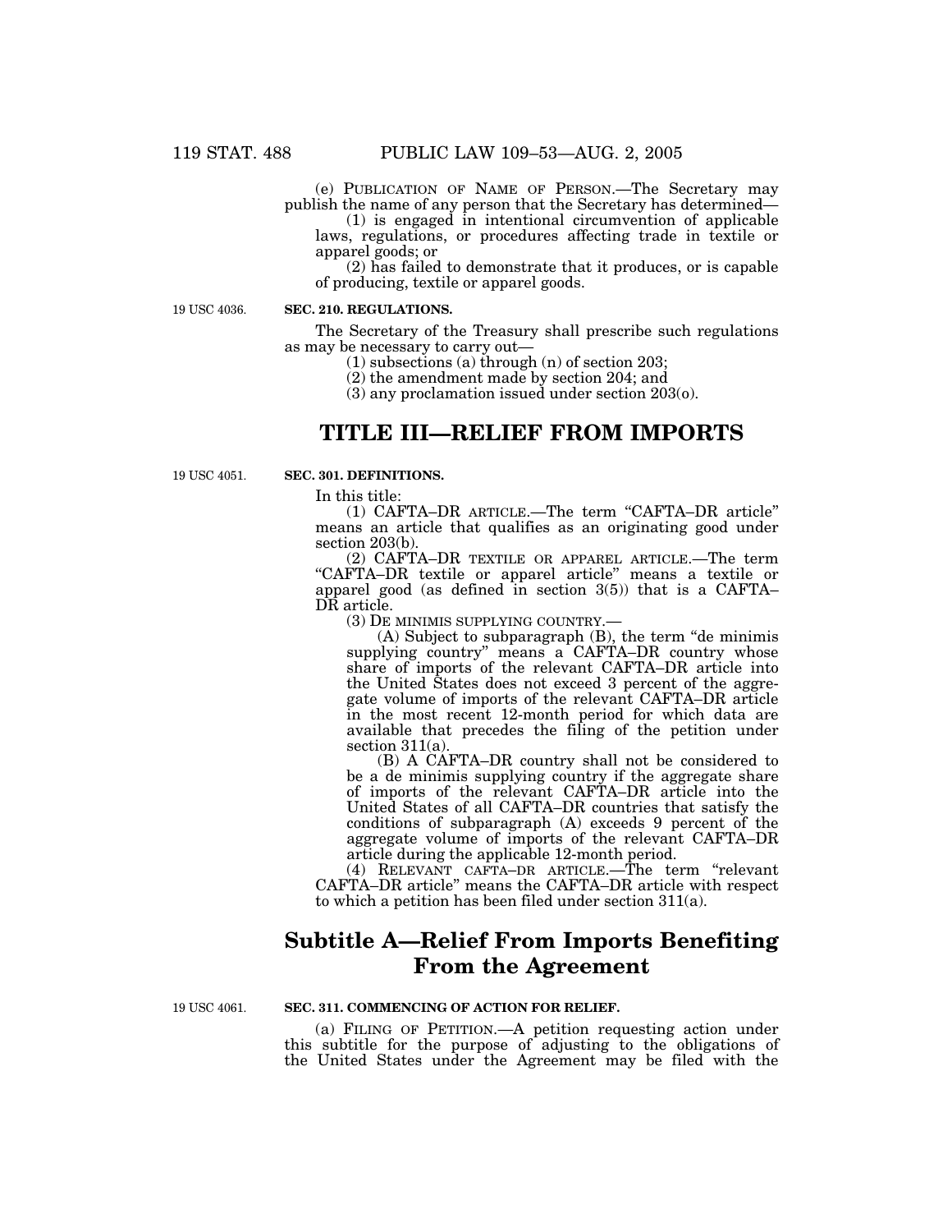(e) PUBLICATION OF NAME OF PERSON.—The Secretary may publish the name of any person that the Secretary has determined—

(1) is engaged in intentional circumvention of applicable laws, regulations, or procedures affecting trade in textile or apparel goods; or

(2) has failed to demonstrate that it produces, or is capable of producing, textile or apparel goods.

19 USC 4036.

**SEC. 210. REGULATIONS.**

The Secretary of the Treasury shall prescribe such regulations as may be necessary to carry out—

(1) subsections (a) through (n) of section 203;

(2) the amendment made by section 204; and

(3) any proclamation issued under section 203(o).

# TITLE III—RELIEF FROM IMPORTS

19 USC 4051.

**SEC. 301. DEFINITIONS.**

In this title:

(1) CAFTA–DR ARTICLE.—The term "CAFTA–DR article" means an article that qualifies as an originating good under section 203(b).

(2) CAFTA–DR TEXTILE OR APPAREL ARTICLE.—The term "CAFTA–DR textile or apparel article" means a textile or apparel good (as defined in section 3(5)) that is a CAFTA–DR article.

(3) DE MINIMIS SUPPLYING COUNTRY.—

(A) Subject to subparagraph (B), the term "de minimis supplying country" means a CAFTA–DR country whose share of imports of the relevant CAFTA–DR article into the United States does not exceed 3 percent of the aggregate volume of imports of the relevant CAFTA–DR article in the most recent 12-month period for which data are available that precedes the filing of the petition under section 311(a).

(B) A CAFTA–DR country shall not be considered to be a de minimis supplying country if the aggregate share of imports of the relevant CAFTA–DR article into the United States of all CAFTA–DR countries that satisfy the conditions of subparagraph (A) exceeds 9 percent of the aggregate volume of imports of the relevant CAFTA–DR article during the applicable 12-month period.

(4) RELEVANT CAFTA–DR ARTICLE.—The term "relevant CAFTA–DR article" means the CAFTA–DR article with respect to which a petition has been filed under section 311(a).

## Subtitle A—Relief From Imports Benefiting From the Agreement

19 USC 4061.

**SEC. 311. COMMENCING OF ACTION FOR RELIEF.**

(a) FILING OF PETITION.—A petition requesting action under this subtitle for the purpose of adjusting to the obligations of the United States under the Agreement may be filed with the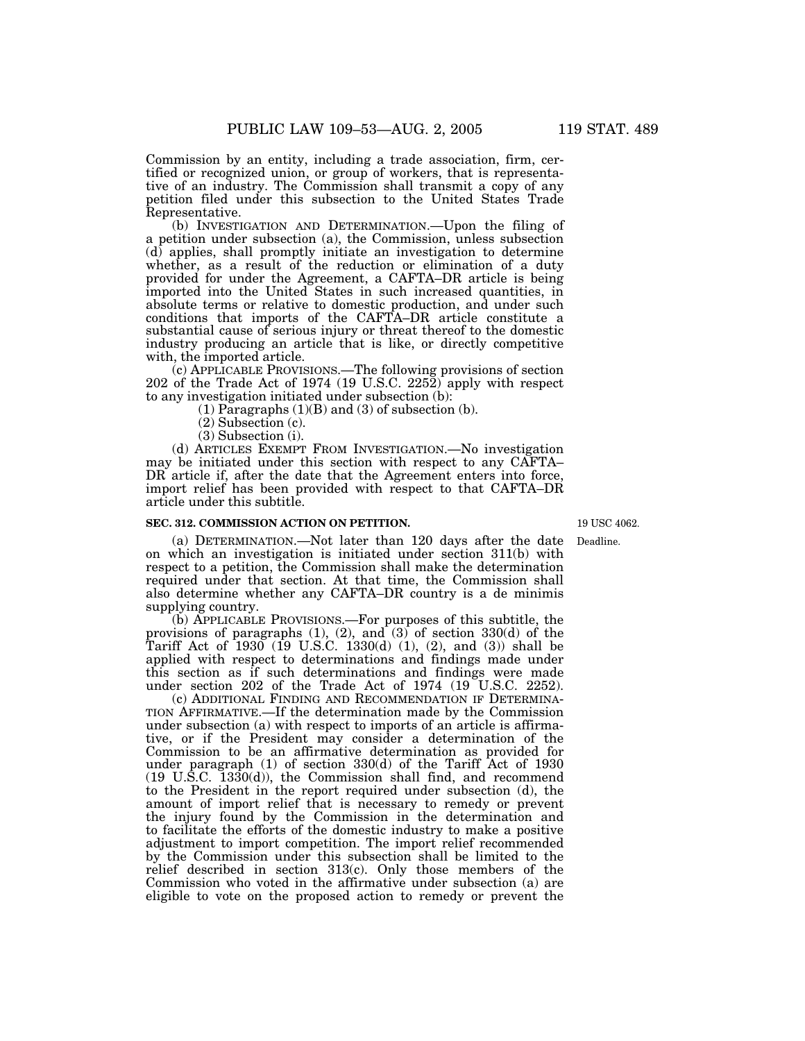Commission by an entity, including a trade association, firm, certified or recognized union, or group of workers, that is representative of an industry. The Commission shall transmit a copy of any petition filed under this subsection to the United States Trade Representative.

(b) INVESTIGATION AND DETERMINATION.—Upon the filing of a petition under subsection (a), the Commission, unless subsection (d) applies, shall promptly initiate an investigation to determine whether, as a result of the reduction or elimination of a duty provided for under the Agreement, a CAFTA–DR article is being imported into the United States in such increased quantities, in absolute terms or relative to domestic production, and under such conditions that imports of the CAFTA–DR article constitute a substantial cause of serious injury or threat thereof to the domestic industry producing an article that is like, or directly competitive with, the imported article.

(c) APPLICABLE PROVISIONS.—The following provisions of section 202 of the Trade Act of 1974 (19 U.S.C. 2252) apply with respect to any investigation initiated under subsection (b):

(1) Paragraphs (1)(B) and (3) of subsection (b).

(2) Subsection (c).

(3) Subsection (i).

(d) ARTICLES EXEMPT FROM INVESTIGATION.—No investigation may be initiated under this section with respect to any CAFTA–DR article if, after the date that the Agreement enters into force, import relief has been provided with respect to that CAFTA–DR article under this subtitle.

**SEC. 312. COMMISSION ACTION ON PETITION.**

19 USC 4062.

Deadline.

(a) DETERMINATION.—Not later than 120 days after the date on which an investigation is initiated under section 311(b) with respect to a petition, the Commission shall make the determination required under that section. At that time, the Commission shall also determine whether any CAFTA–DR country is a de minimis supplying country.

(b) APPLICABLE PROVISIONS.—For purposes of this subtitle, the provisions of paragraphs (1), (2), and (3) of section 330(d) of the Tariff Act of 1930 (19 U.S.C. 1330(d) (1), (2), and (3)) shall be applied with respect to determinations and findings made under this section as if such determinations and findings were made under section 202 of the Trade Act of 1974 (19 U.S.C. 2252).

(c) ADDITIONAL FINDING AND RECOMMENDATION IF DETERMINATION AFFIRMATIVE.—If the determination made by the Commission under subsection (a) with respect to imports of an article is affirmative, or if the President may consider a determination of the Commission to be an affirmative determination as provided for under paragraph (1) of section 330(d) of the Tariff Act of 1930 (19 U.S.C. 1330(d)), the Commission shall find, and recommend to the President in the report required under subsection (d), the amount of import relief that is necessary to remedy or prevent the injury found by the Commission in the determination and to facilitate the efforts of the domestic industry to make a positive adjustment to import competition. The import relief recommended by the Commission under this subsection shall be limited to the relief described in section 313(c). Only those members of the Commission who voted in the affirmative under subsection (a) are eligible to vote on the proposed action to remedy or prevent the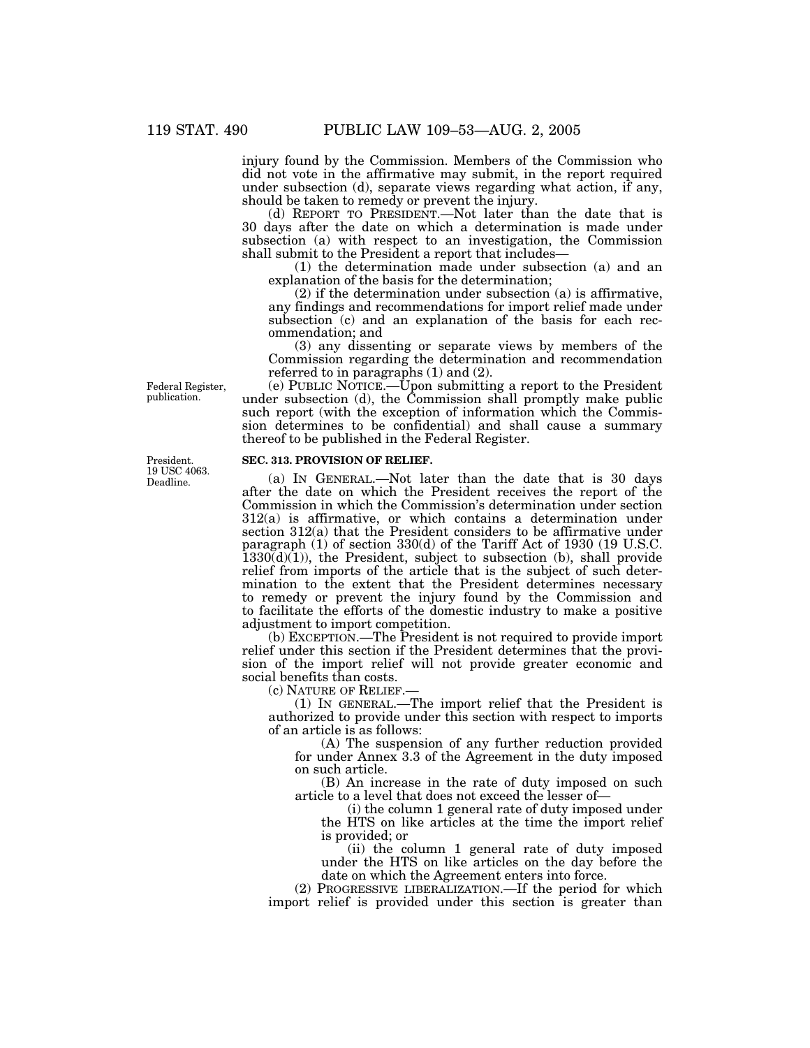injury found by the Commission. Members of the Commission who did not vote in the affirmative may submit, in the report required under subsection (d), separate views regarding what action, if any, should be taken to remedy or prevent the injury.

(d) REPORT TO PRESIDENT.—Not later than the date that is 30 days after the date on which a determination is made under subsection (a) with respect to an investigation, the Commission shall submit to the President a report that includes—

(1) the determination made under subsection (a) and an explanation of the basis for the determination;

(2) if the determination under subsection (a) is affirmative, any findings and recommendations for import relief made under subsection (c) and an explanation of the basis for each recommendation; and

(3) any dissenting or separate views by members of the Commission regarding the determination and recommendation referred to in paragraphs (1) and (2).

Federal Register, publication.

(e) PUBLIC NOTICE.—Upon submitting a report to the President under subsection (d), the Commission shall promptly make public such report (with the exception of information which the Commission determines to be confidential) and shall cause a summary thereof to be published in the Federal Register.

President. 19 USC 4063. Deadline.

**SEC. 313. PROVISION OF RELIEF.**

(a) IN GENERAL.—Not later than the date that is 30 days after the date on which the President receives the report of the Commission in which the Commission's determination under section 312(a) is affirmative, or which contains a determination under section 312(a) that the President considers to be affirmative under paragraph (1) of section 330(d) of the Tariff Act of 1930 (19 U.S.C. 1330(d)(1)), the President, subject to subsection (b), shall provide relief from imports of the article that is the subject of such determination to the extent that the President determines necessary to remedy or prevent the injury found by the Commission and to facilitate the efforts of the domestic industry to make a positive adjustment to import competition.

(b) EXCEPTION.—The President is not required to provide import relief under this section if the President determines that the provision of the import relief will not provide greater economic and social benefits than costs.

(c) NATURE OF RELIEF.—

(1) IN GENERAL.—The import relief that the President is authorized to provide under this section with respect to imports of an article is as follows:

(A) The suspension of any further reduction provided for under Annex 3.3 of the Agreement in the duty imposed on such article.

(B) An increase in the rate of duty imposed on such article to a level that does not exceed the lesser of—

(i) the column 1 general rate of duty imposed under the HTS on like articles at the time the import relief is provided; or

(ii) the column 1 general rate of duty imposed under the HTS on like articles on the day before the date on which the Agreement enters into force.

(2) PROGRESSIVE LIBERALIZATION.—If the period for which import relief is provided under this section is greater than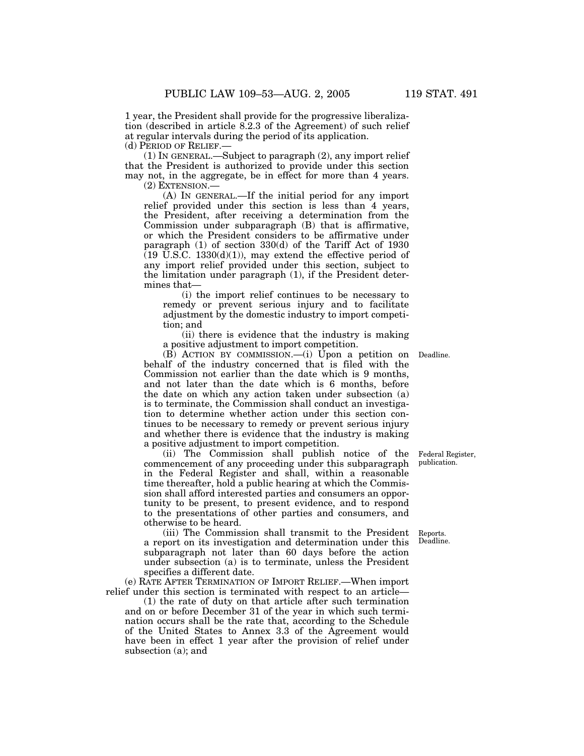1 year, the President shall provide for the progressive liberalization (described in article 8.2.3 of the Agreement) of such relief at regular intervals during the period of its application.

(d) PERIOD OF RELIEF.—

(1) IN GENERAL.—Subject to paragraph (2), any import relief that the President is authorized to provide under this section may not, in the aggregate, be in effect for more than 4 years.

(2) EXTENSION.—

(A) IN GENERAL.—If the initial period for any import relief provided under this section is less than 4 years, the President, after receiving a determination from the Commission under subparagraph (B) that is affirmative, or which the President considers to be affirmative under paragraph (1) of section 330(d) of the Tariff Act of 1930 (19 U.S.C. 1330(d)(1)), may extend the effective period of any import relief provided under this section, subject to the limitation under paragraph (1), if the President determines that—

(i) the import relief continues to be necessary to remedy or prevent serious injury and to facilitate adjustment by the domestic industry to import competition; and

(ii) there is evidence that the industry is making a positive adjustment to import competition.

Deadline.

(B) ACTION BY COMMISSION.—(i) Upon a petition on behalf of the industry concerned that is filed with the Commission not earlier than the date which is 9 months, and not later than the date which is 6 months, before the date on which any action taken under subsection (a) is to terminate, the Commission shall conduct an investigation to determine whether action under this section continues to be necessary to remedy or prevent serious injury and whether there is evidence that the industry is making a positive adjustment to import competition.

Federal Register, publication.

(ii) The Commission shall publish notice of the commencement of any proceeding under this subparagraph in the Federal Register and shall, within a reasonable time thereafter, hold a public hearing at which the Commission shall afford interested parties and consumers an opportunity to be present, to present evidence, and to respond to the presentations of other parties and consumers, and otherwise to be heard.

Reports. Deadline.

(iii) The Commission shall transmit to the President a report on its investigation and determination under this subparagraph not later than 60 days before the action under subsection (a) is to terminate, unless the President specifies a different date.

(e) RATE AFTER TERMINATION OF IMPORT RELIEF.—When import relief under this section is terminated with respect to an article—

(1) the rate of duty on that article after such termination and on or before December 31 of the year in which such termination occurs shall be the rate that, according to the Schedule of the United States to Annex 3.3 of the Agreement would have been in effect 1 year after the provision of relief under subsection (a); and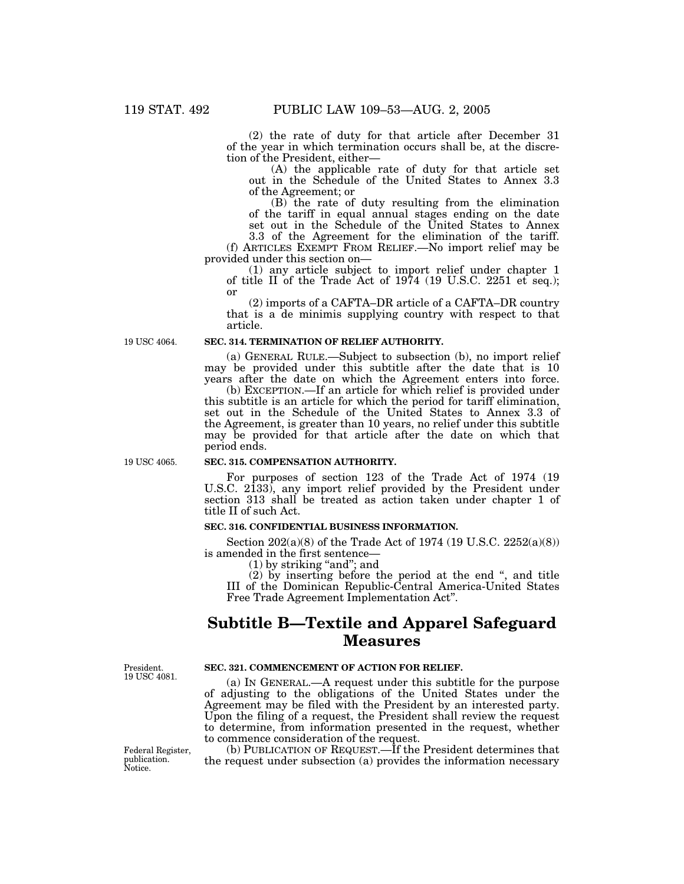(2) the rate of duty for that article after December 31 of the year in which termination occurs shall be, at the discretion of the President, either—

(A) the applicable rate of duty for that article set out in the Schedule of the United States to Annex 3.3 of the Agreement; or

(B) the rate of duty resulting from the elimination of the tariff in equal annual stages ending on the date set out in the Schedule of the United States to Annex 3.3 of the Agreement for the elimination of the tariff.

(f) ARTICLES EXEMPT FROM RELIEF.—No import relief may be provided under this section on—

(1) any article subject to import relief under chapter 1 of title II of the Trade Act of 1974 (19 U.S.C. 2251 et seq.); or

(2) imports of a CAFTA–DR article of a CAFTA–DR country that is a de minimis supplying country with respect to that article.

19 USC 4064.

**SEC. 314. TERMINATION OF RELIEF AUTHORITY.**

(a) GENERAL RULE.—Subject to subsection (b), no import relief may be provided under this subtitle after the date that is 10 years after the date on which the Agreement enters into force.

(b) EXCEPTION.—If an article for which relief is provided under this subtitle is an article for which the period for tariff elimination, set out in the Schedule of the United States to Annex 3.3 of the Agreement, is greater than 10 years, no relief under this subtitle may be provided for that article after the date on which that period ends.

19 USC 4065.

**SEC. 315. COMPENSATION AUTHORITY.**

For purposes of section 123 of the Trade Act of 1974 (19 U.S.C. 2133), any import relief provided by the President under section 313 shall be treated as action taken under chapter 1 of title II of such Act.

**SEC. 316. CONFIDENTIAL BUSINESS INFORMATION.**

Section 202(a)(8) of the Trade Act of 1974 (19 U.S.C. 2252(a)(8)) is amended in the first sentence—

(1) by striking "and"; and

(2) by inserting before the period at the end ", and title III of the Dominican Republic-Central America-United States Free Trade Agreement Implementation Act".

## Subtitle B—Textile and Apparel Safeguard Measures

President.
19 USC 4081.

**SEC. 321. COMMENCEMENT OF ACTION FOR RELIEF.**

(a) IN GENERAL.—A request under this subtitle for the purpose of adjusting to the obligations of the United States under the Agreement may be filed with the President by an interested party. Upon the filing of a request, the President shall review the request to determine, from information presented in the request, whether to commence consideration of the request.

Federal Register, publication.
Notice.

(b) PUBLICATION OF REQUEST.—If the President determines that the request under subsection (a) provides the information necessary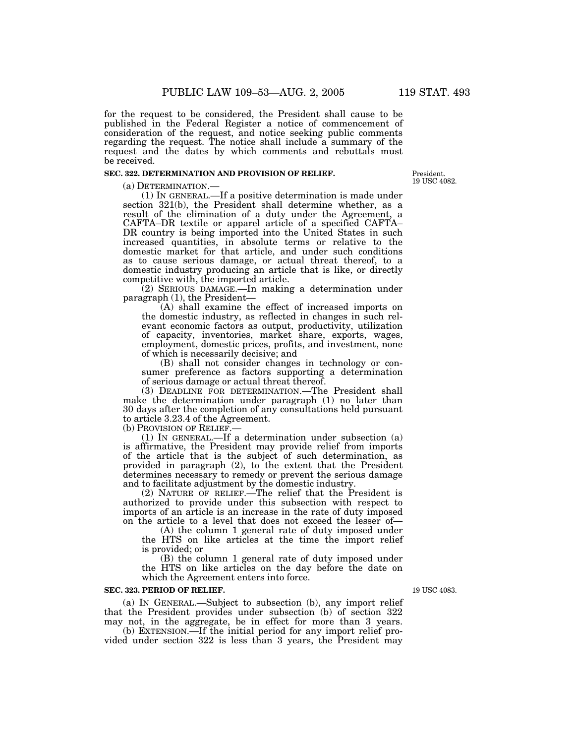for the request to be considered, the President shall cause to be published in the Federal Register a notice of commencement of consideration of the request, and notice seeking public comments regarding the request. The notice shall include a summary of the request and the dates by which comments and rebuttals must be received.

President.
19 USC 4082.

**SEC. 322. DETERMINATION AND PROVISION OF RELIEF.**

(a) DETERMINATION.—

(1) IN GENERAL.—If a positive determination is made under section 321(b), the President shall determine whether, as a result of the elimination of a duty under the Agreement, a CAFTA–DR textile or apparel article of a specified CAFTA–DR country is being imported into the United States in such increased quantities, in absolute terms or relative to the domestic market for that article, and under such conditions as to cause serious damage, or actual threat thereof, to a domestic industry producing an article that is like, or directly competitive with, the imported article.

(2) SERIOUS DAMAGE.—In making a determination under paragraph (1), the President—

(A) shall examine the effect of increased imports on the domestic industry, as reflected in changes in such relevant economic factors as output, productivity, utilization of capacity, inventories, market share, exports, wages, employment, domestic prices, profits, and investment, none of which is necessarily decisive; and

(B) shall not consider changes in technology or consumer preference as factors supporting a determination of serious damage or actual threat thereof.

(3) DEADLINE FOR DETERMINATION.—The President shall make the determination under paragraph (1) no later than 30 days after the completion of any consultations held pursuant to article 3.23.4 of the Agreement.

(b) PROVISION OF RELIEF.—

(1) IN GENERAL.—If a determination under subsection (a) is affirmative, the President may provide relief from imports of the article that is the subject of such determination, as provided in paragraph (2), to the extent that the President determines necessary to remedy or prevent the serious damage and to facilitate adjustment by the domestic industry.

(2) NATURE OF RELIEF.—The relief that the President is authorized to provide under this subsection with respect to imports of an article is an increase in the rate of duty imposed on the article to a level that does not exceed the lesser of—

(A) the column 1 general rate of duty imposed under the HTS on like articles at the time the import relief is provided; or

(B) the column 1 general rate of duty imposed under the HTS on like articles on the day before the date on which the Agreement enters into force.

19 USC 4083.

**SEC. 323. PERIOD OF RELIEF.**

(a) IN GENERAL.—Subject to subsection (b), any import relief that the President provides under subsection (b) of section 322 may not, in the aggregate, be in effect for more than 3 years.

(b) EXTENSION.—If the initial period for any import relief provided under section 322 is less than 3 years, the President may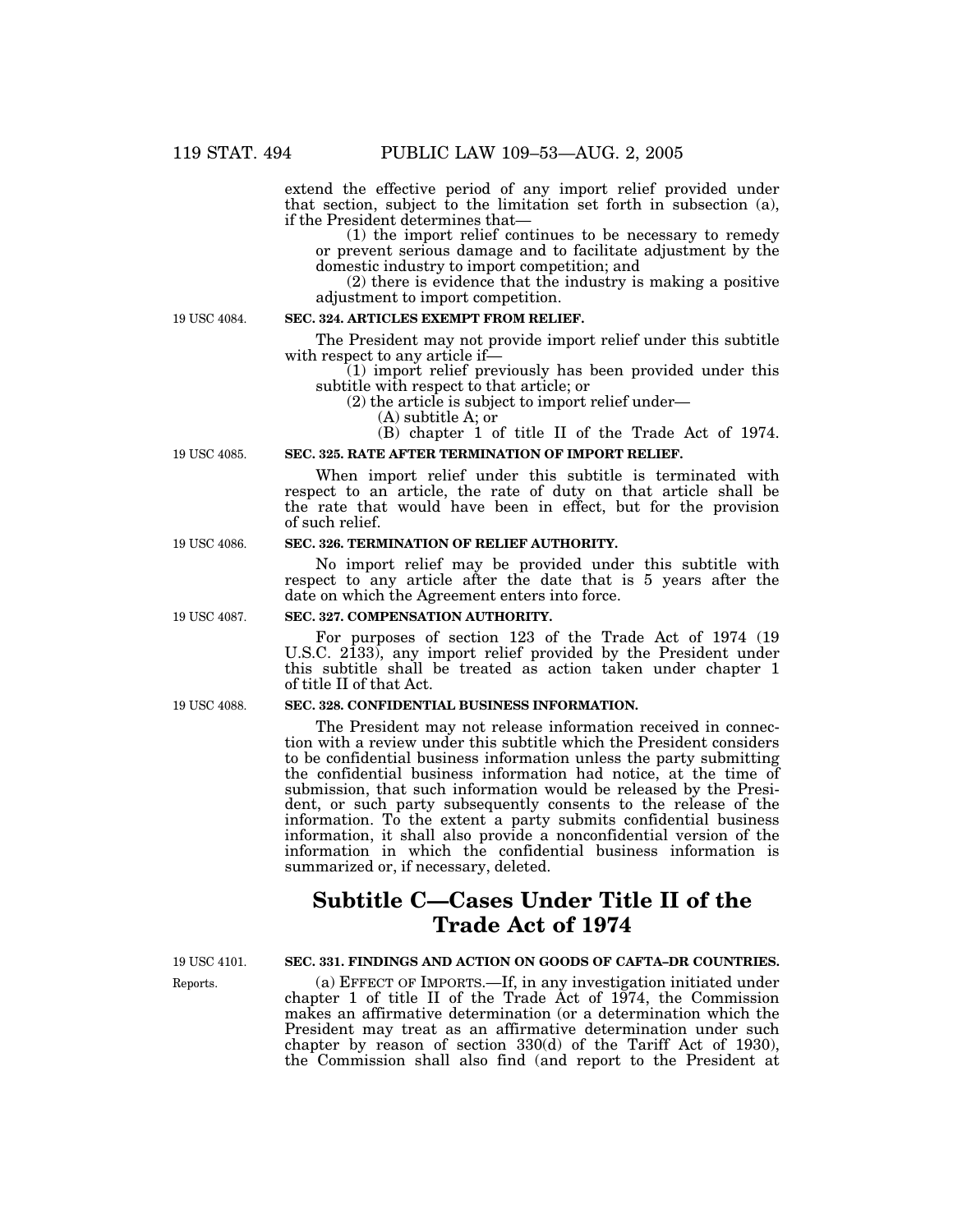extend the effective period of any import relief provided under that section, subject to the limitation set forth in subsection (a), if the President determines that—

(1) the import relief continues to be necessary to remedy or prevent serious damage and to facilitate adjustment by the domestic industry to import competition; and

(2) there is evidence that the industry is making a positive adjustment to import competition.

19 USC 4084.

**SEC. 324. ARTICLES EXEMPT FROM RELIEF.**

The President may not provide import relief under this subtitle with respect to any article if—

(1) import relief previously has been provided under this subtitle with respect to that article; or

(2) the article is subject to import relief under—

(A) subtitle A; or

(B) chapter 1 of title II of the Trade Act of 1974.

19 USC 4085.

**SEC. 325. RATE AFTER TERMINATION OF IMPORT RELIEF.**

When import relief under this subtitle is terminated with respect to an article, the rate of duty on that article shall be the rate that would have been in effect, but for the provision of such relief.

19 USC 4086.

**SEC. 326. TERMINATION OF RELIEF AUTHORITY.**

No import relief may be provided under this subtitle with respect to any article after the date that is 5 years after the date on which the Agreement enters into force.

19 USC 4087.

**SEC. 327. COMPENSATION AUTHORITY.**

For purposes of section 123 of the Trade Act of 1974 (19 U.S.C. 2133), any import relief provided by the President under this subtitle shall be treated as action taken under chapter 1 of title II of that Act.

19 USC 4088.

**SEC. 328. CONFIDENTIAL BUSINESS INFORMATION.**

The President may not release information received in connection with a review under this subtitle which the President considers to be confidential business information unless the party submitting the confidential business information had notice, at the time of submission, that such information would be released by the President, or such party subsequently consents to the release of the information. To the extent a party submits confidential business information, it shall also provide a nonconfidential version of the information in which the confidential business information is summarized or, if necessary, deleted.

## Subtitle C—Cases Under Title II of the Trade Act of 1974

19 USC 4101.

Reports.

**SEC. 331. FINDINGS AND ACTION ON GOODS OF CAFTA–DR COUNTRIES.**

(a) EFFECT OF IMPORTS.—If, in any investigation initiated under chapter 1 of title II of the Trade Act of 1974, the Commission makes an affirmative determination (or a determination which the President may treat as an affirmative determination under such chapter by reason of section 330(d) of the Tariff Act of 1930), the Commission shall also find (and report to the President at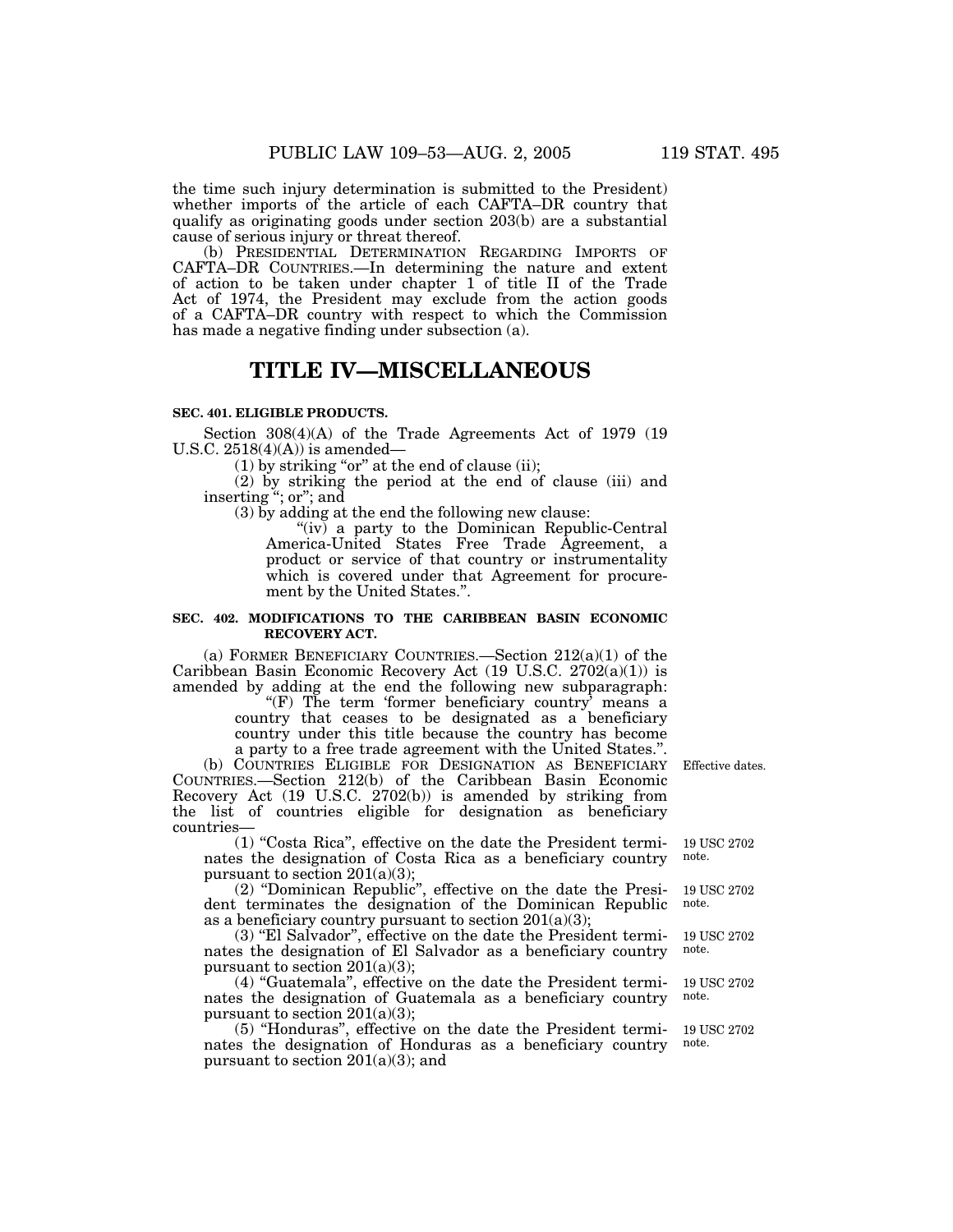the time such injury determination is submitted to the President) whether imports of the article of each CAFTA–DR country that qualify as originating goods under section 203(b) are a substantial cause of serious injury or threat thereof.

(b) PRESIDENTIAL DETERMINATION REGARDING IMPORTS OF CAFTA–DR COUNTRIES.—In determining the nature and extent of action to be taken under chapter 1 of title II of the Trade Act of 1974, the President may exclude from the action goods of a CAFTA–DR country with respect to which the Commission has made a negative finding under subsection (a).

# TITLE IV—MISCELLANEOUS

### SEC. 401. ELIGIBLE PRODUCTS.

Section 308(4)(A) of the Trade Agreements Act of 1979 (19 U.S.C. 2518(4)(A)) is amended—

(1) by striking "or" at the end of clause (ii);

(2) by striking the period at the end of clause (iii) and inserting "; or"; and

(3) by adding at the end the following new clause:

"(iv) a party to the Dominican Republic-Central America-United States Free Trade Agreement, a product or service of that country or instrumentality which is covered under that Agreement for procurement by the United States.".

### SEC. 402. MODIFICATIONS TO THE CARIBBEAN BASIN ECONOMIC RECOVERY ACT.

(a) FORMER BENEFICIARY COUNTRIES.—Section 212(a)(1) of the Caribbean Basin Economic Recovery Act (19 U.S.C. 2702(a)(1)) is amended by adding at the end the following new subparagraph:

"(F) The term 'former beneficiary country' means a country that ceases to be designated as a beneficiary country under this title because the country has become a party to a free trade agreement with the United States.".

(b) COUNTRIES ELIGIBLE FOR DESIGNATION AS BENEFICIARY COUNTRIES.—Section 212(b) of the Caribbean Basin Economic Recovery Act (19 U.S.C. 2702(b)) is amended by striking from the list of countries eligible for designation as beneficiary countries— *Effective dates.*

(1) "Costa Rica", effective on the date the President terminates the designation of Costa Rica as a beneficiary country pursuant to section 201(a)(3); *19 USC 2702 note.*

(2) "Dominican Republic", effective on the date the President terminates the designation of the Dominican Republic as a beneficiary country pursuant to section 201(a)(3); *19 USC 2702 note.*

(3) "El Salvador", effective on the date the President terminates the designation of El Salvador as a beneficiary country pursuant to section 201(a)(3); *19 USC 2702 note.*

(4) "Guatemala", effective on the date the President terminates the designation of Guatemala as a beneficiary country pursuant to section 201(a)(3); *19 USC 2702 note.*

(5) "Honduras", effective on the date the President terminates the designation of Honduras as a beneficiary country pursuant to section 201(a)(3); and *19 USC 2702 note.*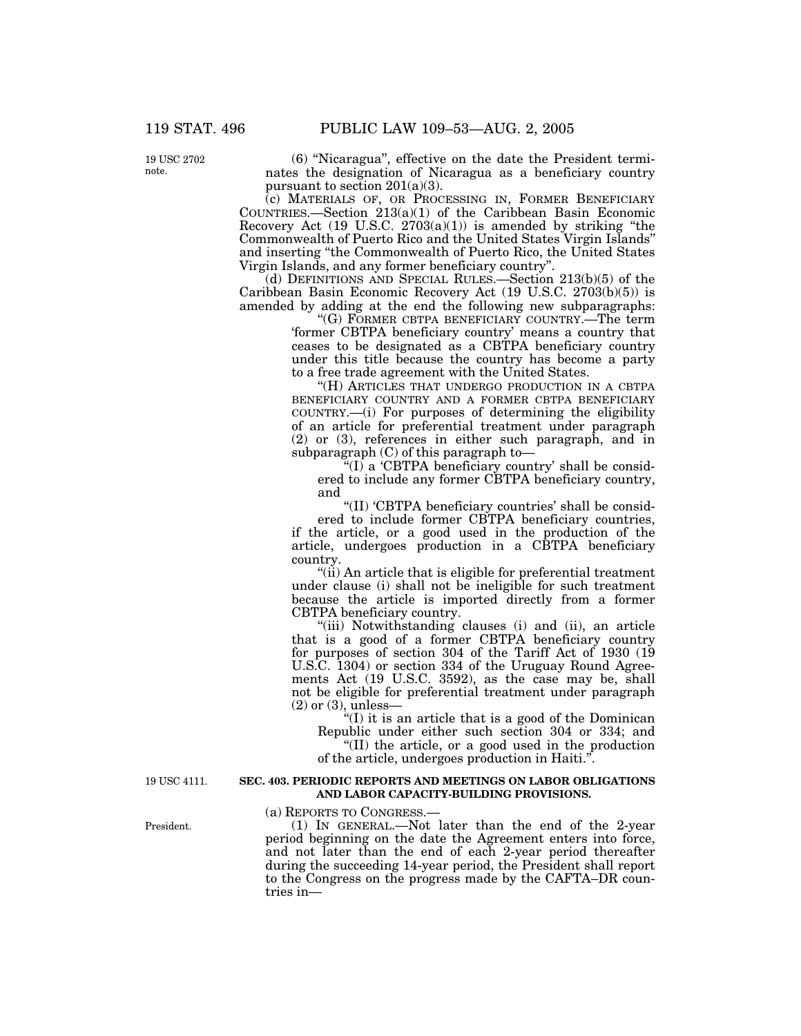19 USC 2702 note.

(6) "Nicaragua", effective on the date the President terminates the designation of Nicaragua as a beneficiary country pursuant to section 201(a)(3).

(c) MATERIALS OF, OR PROCESSING IN, FORMER BENEFICIARY COUNTRIES.—Section 213(a)(1) of the Caribbean Basin Economic Recovery Act (19 U.S.C. 2703(a)(1)) is amended by striking "the Commonwealth of Puerto Rico and the United States Virgin Islands" and inserting "the Commonwealth of Puerto Rico, the United States Virgin Islands, and any former beneficiary country".

(d) DEFINITIONS AND SPECIAL RULES.—Section 213(b)(5) of the Caribbean Basin Economic Recovery Act (19 U.S.C. 2703(b)(5)) is amended by adding at the end the following new subparagraphs:

"(G) FORMER CBTPA BENEFICIARY COUNTRY.—The term 'former CBTPA beneficiary country' means a country that ceases to be designated as a CBTPA beneficiary country under this title because the country has become a party to a free trade agreement with the United States.

"(H) ARTICLES THAT UNDERGO PRODUCTION IN A CBTPA BENEFICIARY COUNTRY AND A FORMER CBTPA BENEFICIARY COUNTRY.—(i) For purposes of determining the eligibility of an article for preferential treatment under paragraph (2) or (3), references in either such paragraph, and in subparagraph (C) of this paragraph to—

"(I) a 'CBTPA beneficiary country' shall be considered to include any former CBTPA beneficiary country, and

"(II) 'CBTPA beneficiary countries' shall be considered to include former CBTPA beneficiary countries,

if the article, or a good used in the production of the article, undergoes production in a CBTPA beneficiary country.

"(ii) An article that is eligible for preferential treatment under clause (i) shall not be ineligible for such treatment because the article is imported directly from a former CBTPA beneficiary country.

"(iii) Notwithstanding clauses (i) and (ii), an article that is a good of a former CBTPA beneficiary country for purposes of section 304 of the Tariff Act of 1930 (19 U.S.C. 1304) or section 334 of the Uruguay Round Agreements Act (19 U.S.C. 3592), as the case may be, shall not be eligible for preferential treatment under paragraph (2) or (3), unless—

"(I) it is an article that is a good of the Dominican Republic under either such section 304 or 334; and

"(II) the article, or a good used in the production of the article, undergoes production in Haiti.".

19 USC 4111.

**SEC. 403. PERIODIC REPORTS AND MEETINGS ON LABOR OBLIGATIONS AND LABOR CAPACITY-BUILDING PROVISIONS.**

(a) REPORTS TO CONGRESS.—

President.

(1) IN GENERAL.—Not later than the end of the 2-year period beginning on the date the Agreement enters into force, and not later than the end of each 2-year period thereafter during the succeeding 14-year period, the President shall report to the Congress on the progress made by the CAFTA–DR countries in—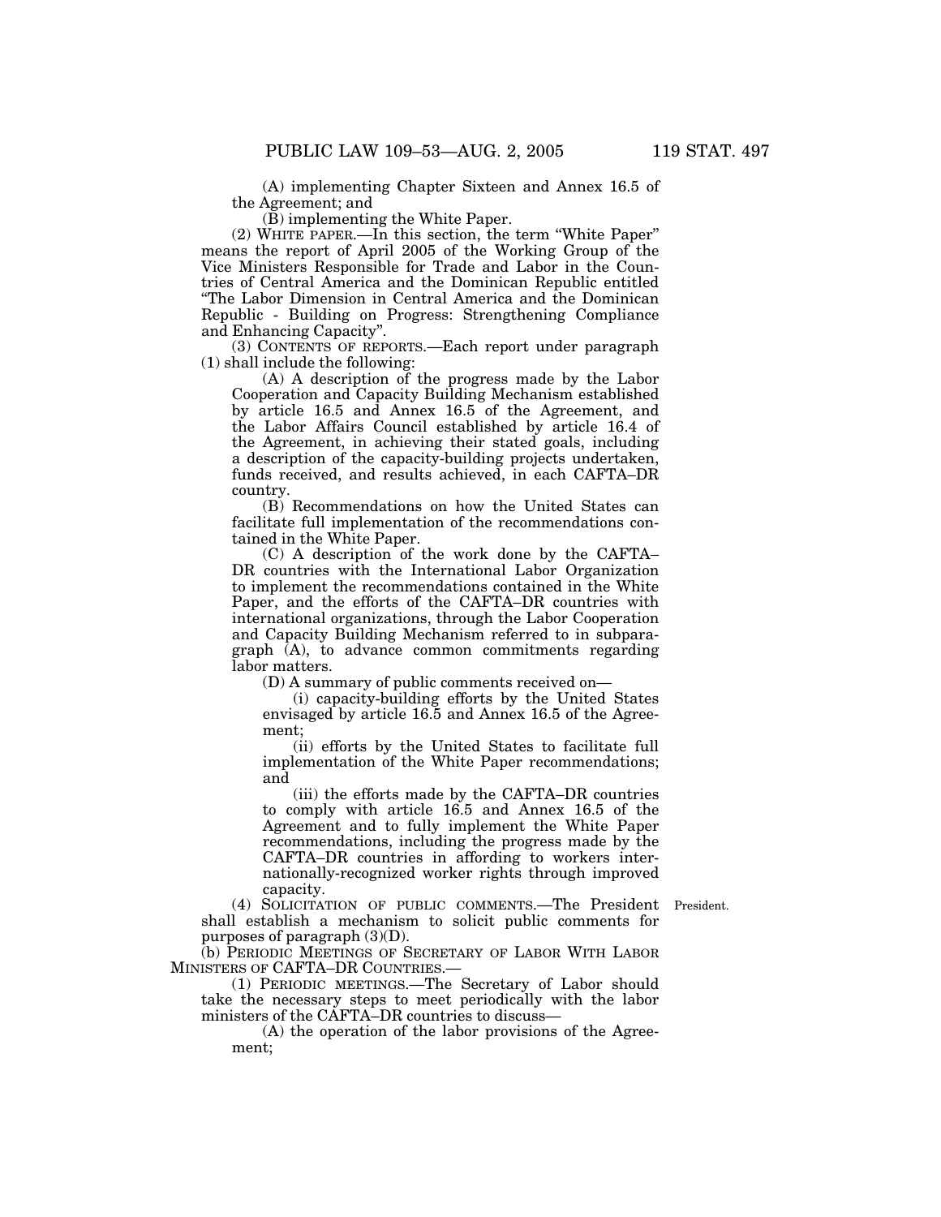(A) implementing Chapter Sixteen and Annex 16.5 of the Agreement; and

(B) implementing the White Paper.

(2) WHITE PAPER.—In this section, the term "White Paper" means the report of April 2005 of the Working Group of the Vice Ministers Responsible for Trade and Labor in the Countries of Central America and the Dominican Republic entitled "The Labor Dimension in Central America and the Dominican Republic - Building on Progress: Strengthening Compliance and Enhancing Capacity".

(3) CONTENTS OF REPORTS.—Each report under paragraph (1) shall include the following:

(A) A description of the progress made by the Labor Cooperation and Capacity Building Mechanism established by article 16.5 and Annex 16.5 of the Agreement, and the Labor Affairs Council established by article 16.4 of the Agreement, in achieving their stated goals, including a description of the capacity-building projects undertaken, funds received, and results achieved, in each CAFTA–DR country.

(B) Recommendations on how the United States can facilitate full implementation of the recommendations contained in the White Paper.

(C) A description of the work done by the CAFTA–DR countries with the International Labor Organization to implement the recommendations contained in the White Paper, and the efforts of the CAFTA–DR countries with international organizations, through the Labor Cooperation and Capacity Building Mechanism referred to in subparagraph (A), to advance common commitments regarding labor matters.

(D) A summary of public comments received on—

(i) capacity-building efforts by the United States envisaged by article 16.5 and Annex 16.5 of the Agreement;

(ii) efforts by the United States to facilitate full implementation of the White Paper recommendations; and

(iii) the efforts made by the CAFTA–DR countries to comply with article 16.5 and Annex 16.5 of the Agreement and to fully implement the White Paper recommendations, including the progress made by the CAFTA–DR countries in affording to workers internationally-recognized worker rights through improved capacity.

President.

(4) SOLICITATION OF PUBLIC COMMENTS.—The President shall establish a mechanism to solicit public comments for purposes of paragraph (3)(D).

(b) PERIODIC MEETINGS OF SECRETARY OF LABOR WITH LABOR MINISTERS OF CAFTA–DR COUNTRIES.—

(1) PERIODIC MEETINGS.—The Secretary of Labor should take the necessary steps to meet periodically with the labor ministers of the CAFTA–DR countries to discuss—

(A) the operation of the labor provisions of the Agreement;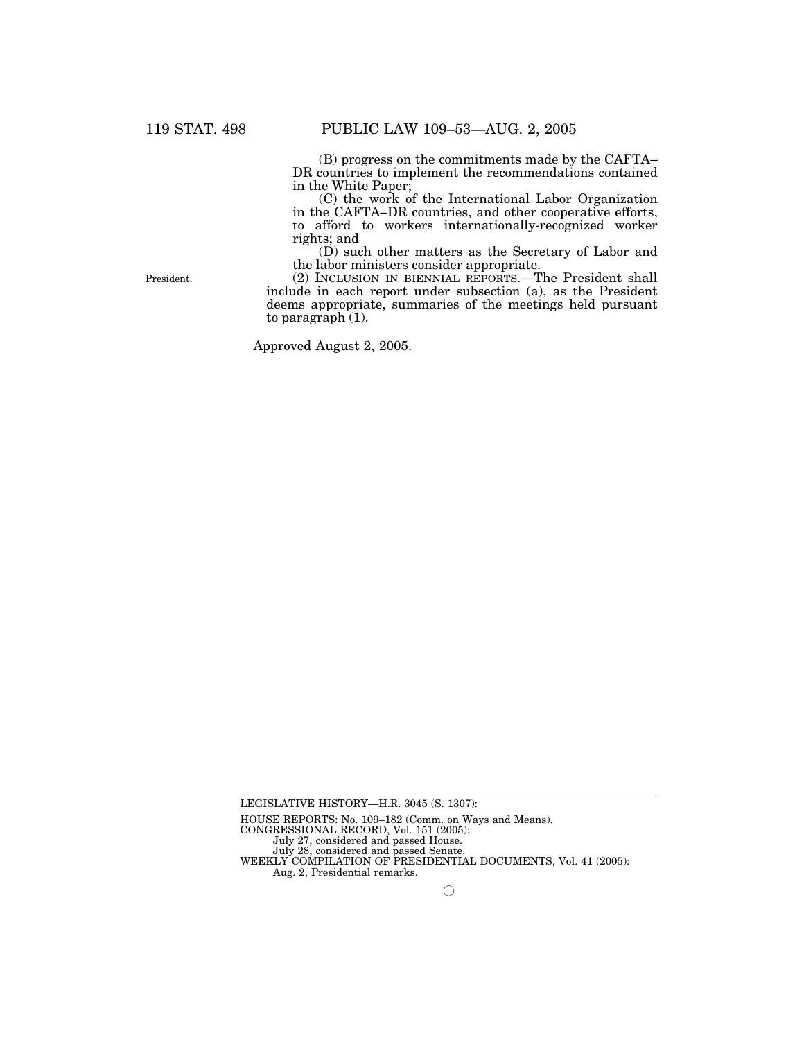(B) progress on the commitments made by the CAFTA–DR countries to implement the recommendations contained in the White Paper;

(C) the work of the International Labor Organization in the CAFTA–DR countries, and other cooperative efforts, to afford to workers internationally-recognized worker rights; and

(D) such other matters as the Secretary of Labor and the labor ministers consider appropriate.

President.

(2) INCLUSION IN BIENNIAL REPORTS.—The President shall include in each report under subsection (a), as the President deems appropriate, summaries of the meetings held pursuant to paragraph (1).

Approved August 2, 2005.

---

LEGISLATIVE HISTORY—H.R. 3045 (S. 1307):

HOUSE REPORTS: No. 109–182 (Comm. on Ways and Means).
CONGRESSIONAL RECORD, Vol. 151 (2005):
July 27, considered and passed House.
July 28, considered and passed Senate.
WEEKLY COMPILATION OF PRESIDENTIAL DOCUMENTS, Vol. 41 (2005):
Aug. 2, Presidential remarks.

○